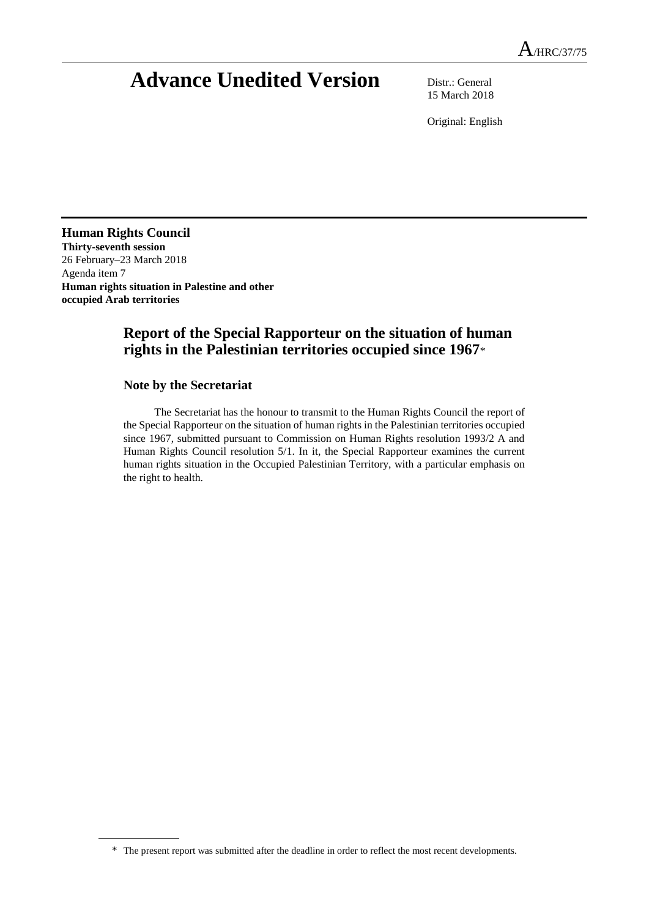A/HRC/37/75

# Advance Unedited Version

Distr.: General
15 March 2018

Original: English

**Human Rights Council**
**Thirty-seventh session**
26 February–23 March 2018
Agenda item 7
**Human rights situation in Palestine and other occupied Arab territories**

## Report of the Special Rapporteur on the situation of human rights in the Palestinian territories occupied since 1967*

### Note by the Secretariat

The Secretariat has the honour to transmit to the Human Rights Council the report of the Special Rapporteur on the situation of human rights in the Palestinian territories occupied since 1967, submitted pursuant to Commission on Human Rights resolution 1993/2 A and Human Rights Council resolution 5/1. In it, the Special Rapporteur examines the current human rights situation in the Occupied Palestinian Territory, with a particular emphasis on the right to health.

\* The present report was submitted after the deadline in order to reflect the most recent developments.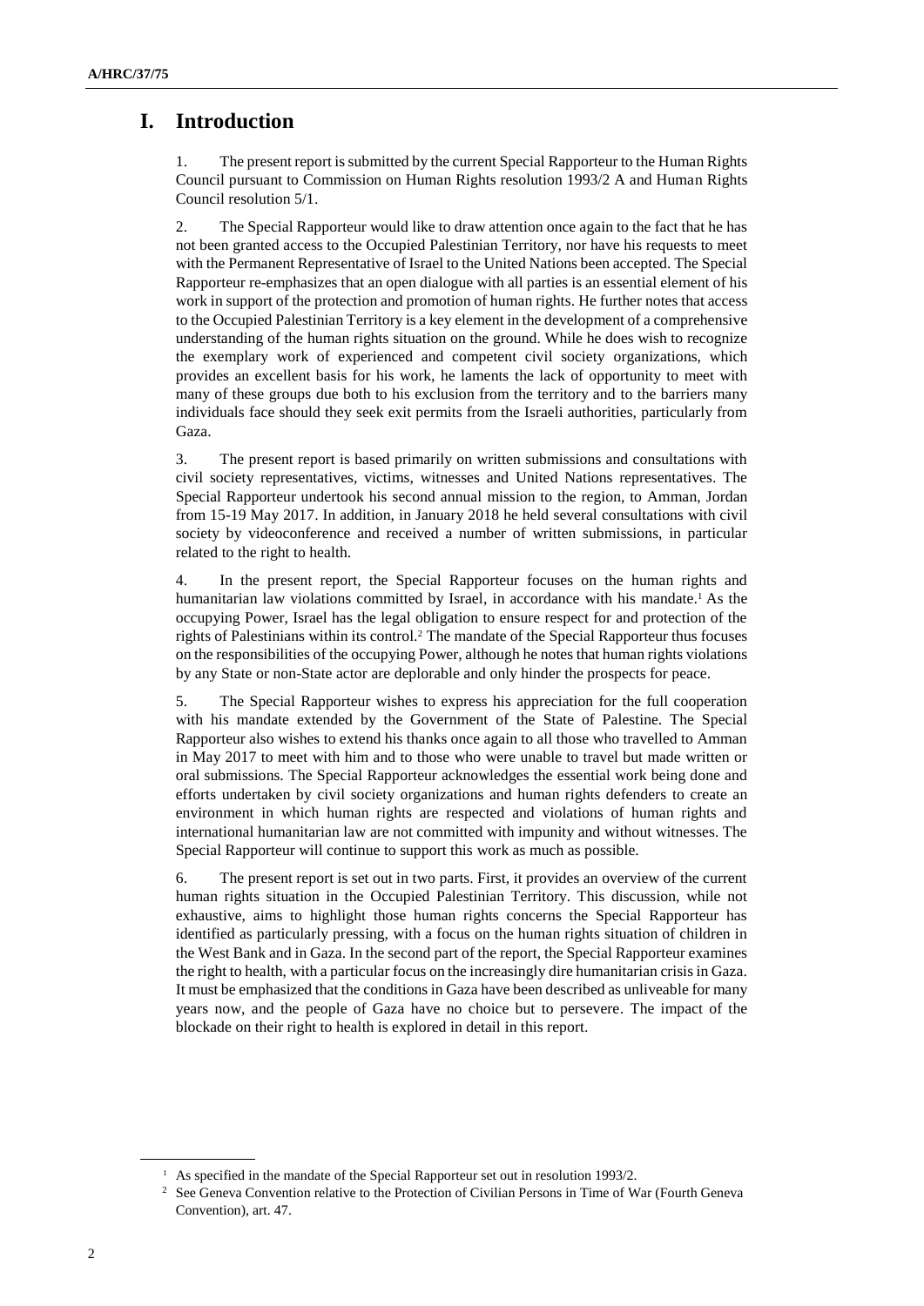# I. Introduction

1. The present report is submitted by the current Special Rapporteur to the Human Rights Council pursuant to Commission on Human Rights resolution 1993/2 A and Human Rights Council resolution 5/1.

2. The Special Rapporteur would like to draw attention once again to the fact that he has not been granted access to the Occupied Palestinian Territory, nor have his requests to meet with the Permanent Representative of Israel to the United Nations been accepted. The Special Rapporteur re-emphasizes that an open dialogue with all parties is an essential element of his work in support of the protection and promotion of human rights. He further notes that access to the Occupied Palestinian Territory is a key element in the development of a comprehensive understanding of the human rights situation on the ground. While he does wish to recognize the exemplary work of experienced and competent civil society organizations, which provides an excellent basis for his work, he laments the lack of opportunity to meet with many of these groups due both to his exclusion from the territory and to the barriers many individuals face should they seek exit permits from the Israeli authorities, particularly from Gaza.

3. The present report is based primarily on written submissions and consultations with civil society representatives, victims, witnesses and United Nations representatives. The Special Rapporteur undertook his second annual mission to the region, to Amman, Jordan from 15-19 May 2017. In addition, in January 2018 he held several consultations with civil society by videoconference and received a number of written submissions, in particular related to the right to health.

4. In the present report, the Special Rapporteur focuses on the human rights and humanitarian law violations committed by Israel, in accordance with his mandate.[1] As the occupying Power, Israel has the legal obligation to ensure respect for and protection of the rights of Palestinians within its control.[2] The mandate of the Special Rapporteur thus focuses on the responsibilities of the occupying Power, although he notes that human rights violations by any State or non-State actor are deplorable and only hinder the prospects for peace.

5. The Special Rapporteur wishes to express his appreciation for the full cooperation with his mandate extended by the Government of the State of Palestine. The Special Rapporteur also wishes to extend his thanks once again to all those who travelled to Amman in May 2017 to meet with him and to those who were unable to travel but made written or oral submissions. The Special Rapporteur acknowledges the essential work being done and efforts undertaken by civil society organizations and human rights defenders to create an environment in which human rights are respected and violations of human rights and international humanitarian law are not committed with impunity and without witnesses. The Special Rapporteur will continue to support this work as much as possible.

6. The present report is set out in two parts. First, it provides an overview of the current human rights situation in the Occupied Palestinian Territory. This discussion, while not exhaustive, aims to highlight those human rights concerns the Special Rapporteur has identified as particularly pressing, with a focus on the human rights situation of children in the West Bank and in Gaza. In the second part of the report, the Special Rapporteur examines the right to health, with a particular focus on the increasingly dire humanitarian crisis in Gaza. It must be emphasized that the conditions in Gaza have been described as unliveable for many years now, and the people of Gaza have no choice but to persevere. The impact of the blockade on their right to health is explored in detail in this report.

---

[1] As specified in the mandate of the Special Rapporteur set out in resolution 1993/2.

[2] See Geneva Convention relative to the Protection of Civilian Persons in Time of War (Fourth Geneva Convention), art. 47.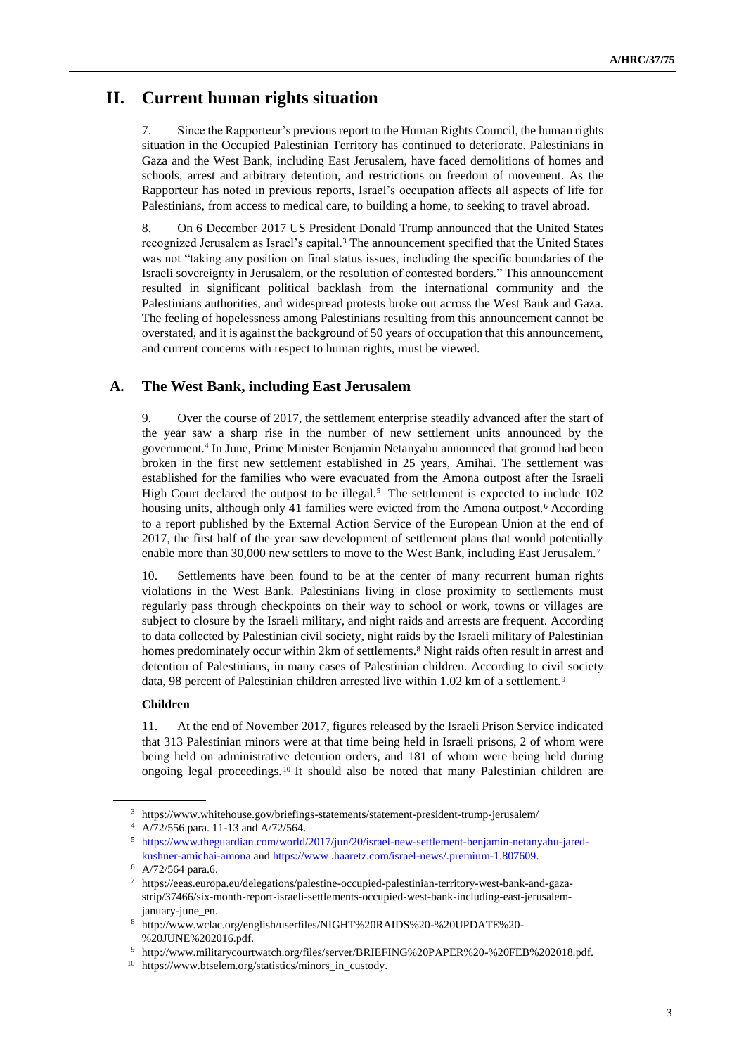# II. Current human rights situation

7. Since the Rapporteur's previous report to the Human Rights Council, the human rights situation in the Occupied Palestinian Territory has continued to deteriorate. Palestinians in Gaza and the West Bank, including East Jerusalem, have faced demolitions of homes and schools, arrest and arbitrary detention, and restrictions on freedom of movement. As the Rapporteur has noted in previous reports, Israel's occupation affects all aspects of life for Palestinians, from access to medical care, to building a home, to seeking to travel abroad.

8. On 6 December 2017 US President Donald Trump announced that the United States recognized Jerusalem as Israel's capital.[3] The announcement specified that the United States was not "taking any position on final status issues, including the specific boundaries of the Israeli sovereignty in Jerusalem, or the resolution of contested borders." This announcement resulted in significant political backlash from the international community and the Palestinians authorities, and widespread protests broke out across the West Bank and Gaza. The feeling of hopelessness among Palestinians resulting from this announcement cannot be overstated, and it is against the background of 50 years of occupation that this announcement, and current concerns with respect to human rights, must be viewed.

## A. The West Bank, including East Jerusalem

9. Over the course of 2017, the settlement enterprise steadily advanced after the start of the year saw a sharp rise in the number of new settlement units announced by the government.[4] In June, Prime Minister Benjamin Netanyahu announced that ground had been broken in the first new settlement established in 25 years, Amihai. The settlement was established for the families who were evacuated from the Amona outpost after the Israeli High Court declared the outpost to be illegal.[5] The settlement is expected to include 102 housing units, although only 41 families were evicted from the Amona outpost.[6] According to a report published by the External Action Service of the European Union at the end of 2017, the first half of the year saw development of settlement plans that would potentially enable more than 30,000 new settlers to move to the West Bank, including East Jerusalem.[7]

10. Settlements have been found to be at the center of many recurrent human rights violations in the West Bank. Palestinians living in close proximity to settlements must regularly pass through checkpoints on their way to school or work, towns or villages are subject to closure by the Israeli military, and night raids and arrests are frequent. According to data collected by Palestinian civil society, night raids by the Israeli military of Palestinian homes predominately occur within 2km of settlements.[8] Night raids often result in arrest and detention of Palestinians, in many cases of Palestinian children. According to civil society data, 98 percent of Palestinian children arrested live within 1.02 km of a settlement.[9]

### Children

11. At the end of November 2017, figures released by the Israeli Prison Service indicated that 313 Palestinian minors were at that time being held in Israeli prisons, 2 of whom were being held on administrative detention orders, and 181 of whom were being held during ongoing legal proceedings.[10] It should also be noted that many Palestinian children are

---

[3] https://www.whitehouse.gov/briefings-statements/statement-president-trump-jerusalem/

[4] A/72/556 para. 11-13 and A/72/564.

[5] https://www.theguardian.com/world/2017/jun/20/israel-new-settlement-benjamin-netanyahu-jared-kushner-amichai-amona and https://www .haaretz.com/israel-news/.premium-1.807609.

[6] A/72/564 para.6.

[7] https://eeas.europa.eu/delegations/palestine-occupied-palestinian-territory-west-bank-and-gaza-strip/37466/six-month-report-israeli-settlements-occupied-west-bank-including-east-jerusalem-january-june_en.

[8] http://www.wclac.org/english/userfiles/NIGHT%20RAIDS%20-%20UPDATE%20-%20JUNE%202016.pdf.

[9] http://www.militarycourtwatch.org/files/server/BRIEFING%20PAPER%20-%20FEB%202018.pdf.

[10] https://www.btselem.org/statistics/minors_in_custody.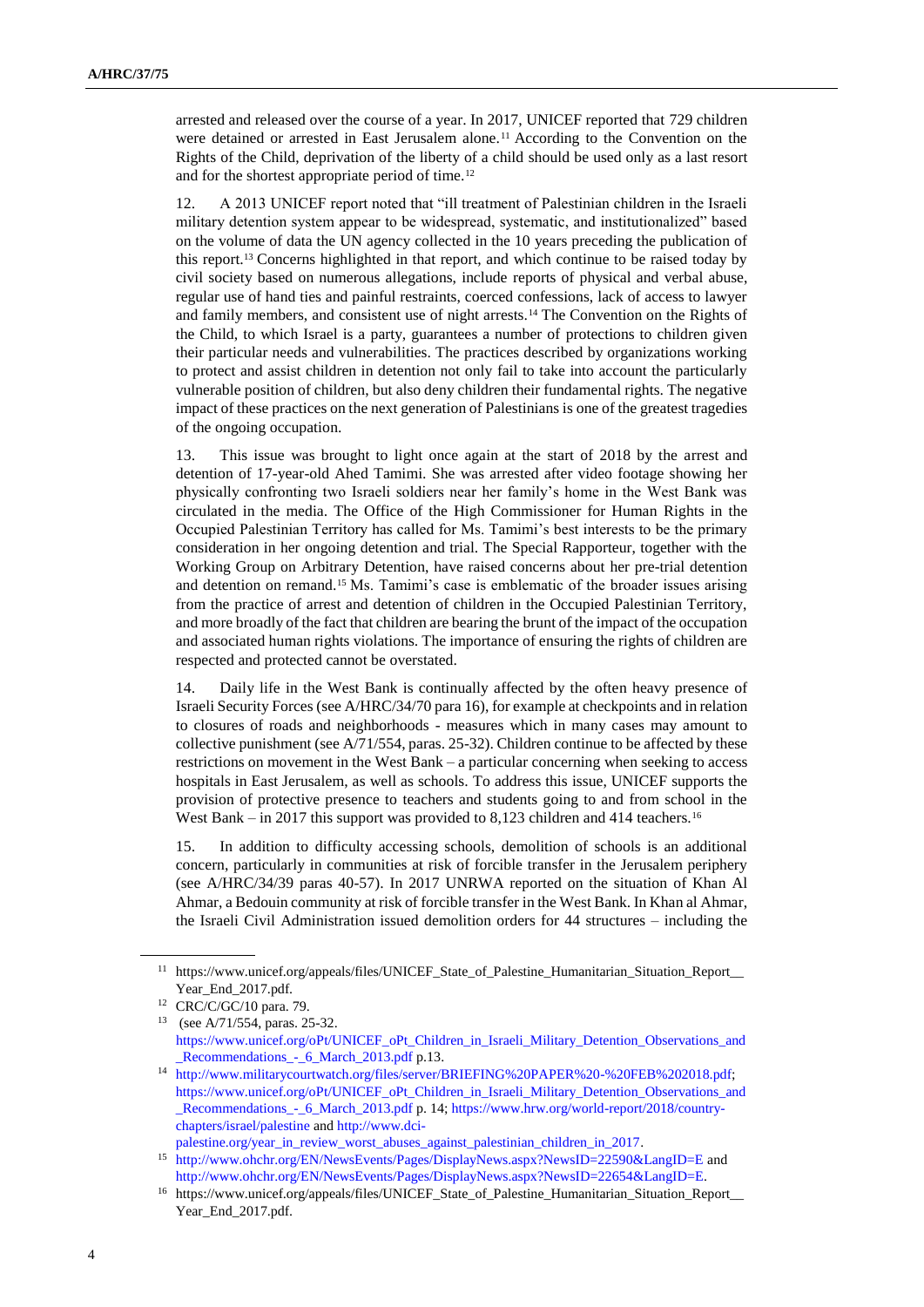arrested and released over the course of a year. In 2017, UNICEF reported that 729 children were detained or arrested in East Jerusalem alone.[11] According to the Convention on the Rights of the Child, deprivation of the liberty of a child should be used only as a last resort and for the shortest appropriate period of time.[12]

12. A 2013 UNICEF report noted that "ill treatment of Palestinian children in the Israeli military detention system appear to be widespread, systematic, and institutionalized" based on the volume of data the UN agency collected in the 10 years preceding the publication of this report.[13] Concerns highlighted in that report, and which continue to be raised today by civil society based on numerous allegations, include reports of physical and verbal abuse, regular use of hand ties and painful restraints, coerced confessions, lack of access to lawyer and family members, and consistent use of night arrests.[14] The Convention on the Rights of the Child, to which Israel is a party, guarantees a number of protections to children given their particular needs and vulnerabilities. The practices described by organizations working to protect and assist children in detention not only fail to take into account the particularly vulnerable position of children, but also deny children their fundamental rights. The negative impact of these practices on the next generation of Palestinians is one of the greatest tragedies of the ongoing occupation.

13. This issue was brought to light once again at the start of 2018 by the arrest and detention of 17-year-old Ahed Tamimi. She was arrested after video footage showing her physically confronting two Israeli soldiers near her family's home in the West Bank was circulated in the media. The Office of the High Commissioner for Human Rights in the Occupied Palestinian Territory has called for Ms. Tamimi's best interests to be the primary consideration in her ongoing detention and trial. The Special Rapporteur, together with the Working Group on Arbitrary Detention, have raised concerns about her pre-trial detention and detention on remand.[15] Ms. Tamimi's case is emblematic of the broader issues arising from the practice of arrest and detention of children in the Occupied Palestinian Territory, and more broadly of the fact that children are bearing the brunt of the impact of the occupation and associated human rights violations. The importance of ensuring the rights of children are respected and protected cannot be overstated.

14. Daily life in the West Bank is continually affected by the often heavy presence of Israeli Security Forces (see A/HRC/34/70 para 16), for example at checkpoints and in relation to closures of roads and neighborhoods - measures which in many cases may amount to collective punishment (see A/71/554, paras. 25-32). Children continue to be affected by these restrictions on movement in the West Bank – a particular concerning when seeking to access hospitals in East Jerusalem, as well as schools. To address this issue, UNICEF supports the provision of protective presence to teachers and students going to and from school in the West Bank – in 2017 this support was provided to 8,123 children and 414 teachers.[16]

15. In addition to difficulty accessing schools, demolition of schools is an additional concern, particularly in communities at risk of forcible transfer in the Jerusalem periphery (see A/HRC/34/39 paras 40-57). In 2017 UNRWA reported on the situation of Khan Al Ahmar, a Bedouin community at risk of forcible transfer in the West Bank. In Khan al Ahmar, the Israeli Civil Administration issued demolition orders for 44 structures – including the

---

[11] https://www.unicef.org/appeals/files/UNICEF_State_of_Palestine_Humanitarian_Situation_Report__Year_End_2017.pdf.

[12] CRC/C/GC/10 para. 79.

[13] (see A/71/554, paras. 25-32. https://www.unicef.org/oPt/UNICEF_oPt_Children_in_Israeli_Military_Detention_Observations_and_Recommendations_-_6_March_2013.pdf p.13.

[14] http://www.militarycourtwatch.org/files/server/BRIEFING%20PAPER%20-%20FEB%202018.pdf; https://www.unicef.org/oPt/UNICEF_oPt_Children_in_Israeli_Military_Detention_Observations_and_Recommendations_-_6_March_2013.pdf p. 14; https://www.hrw.org/world-report/2018/country-chapters/israel/palestine and http://www.dci-palestine.org/year_in_review_worst_abuses_against_palestinian_children_in_2017.

[15] http://www.ohchr.org/EN/NewsEvents/Pages/DisplayNews.aspx?NewsID=22590&LangID=E and http://www.ohchr.org/EN/NewsEvents/Pages/DisplayNews.aspx?NewsID=22654&LangID=E.

[16] https://www.unicef.org/appeals/files/UNICEF_State_of_Palestine_Humanitarian_Situation_Report__Year_End_2017.pdf.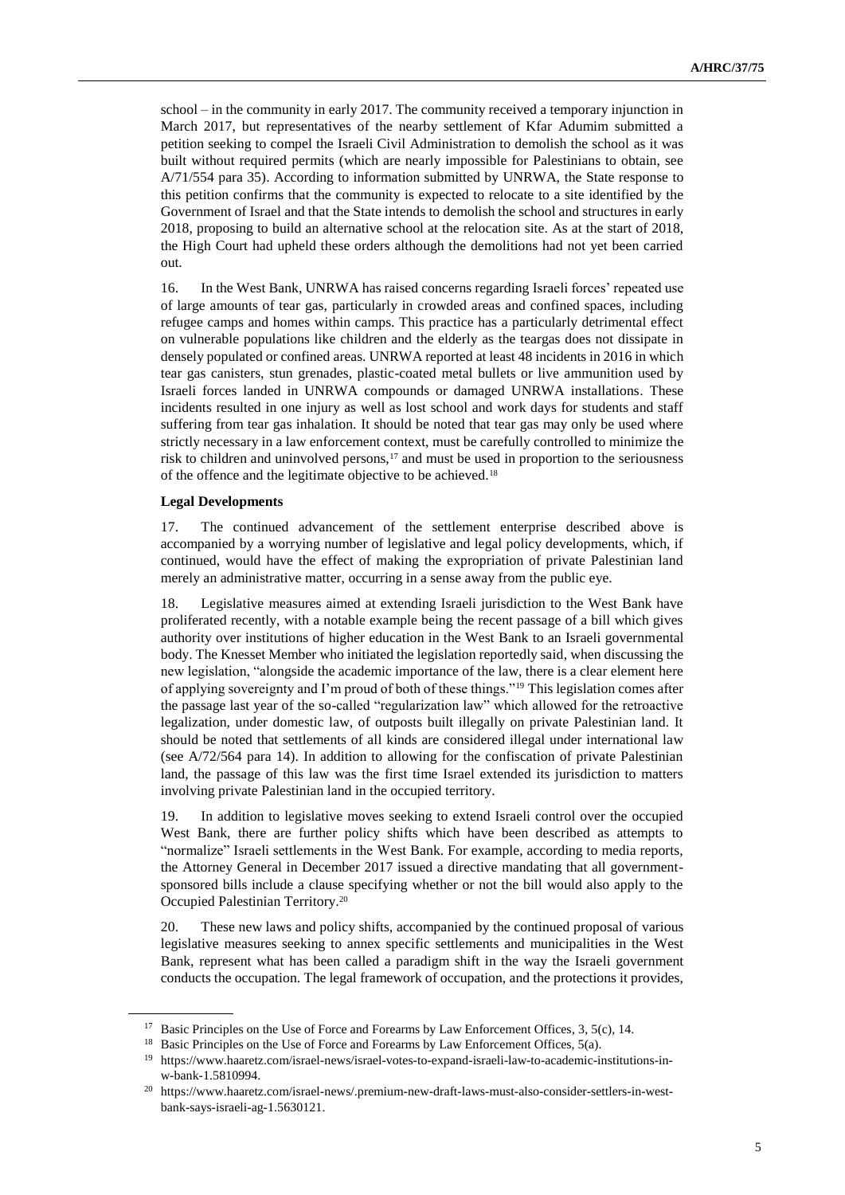school – in the community in early 2017. The community received a temporary injunction in March 2017, but representatives of the nearby settlement of Kfar Adumim submitted a petition seeking to compel the Israeli Civil Administration to demolish the school as it was built without required permits (which are nearly impossible for Palestinians to obtain, see A/71/554 para 35). According to information submitted by UNRWA, the State response to this petition confirms that the community is expected to relocate to a site identified by the Government of Israel and that the State intends to demolish the school and structures in early 2018, proposing to build an alternative school at the relocation site. As at the start of 2018, the High Court had upheld these orders although the demolitions had not yet been carried out.

16. In the West Bank, UNRWA has raised concerns regarding Israeli forces' repeated use of large amounts of tear gas, particularly in crowded areas and confined spaces, including refugee camps and homes within camps. This practice has a particularly detrimental effect on vulnerable populations like children and the elderly as the teargas does not dissipate in densely populated or confined areas. UNRWA reported at least 48 incidents in 2016 in which tear gas canisters, stun grenades, plastic-coated metal bullets or live ammunition used by Israeli forces landed in UNRWA compounds or damaged UNRWA installations. These incidents resulted in one injury as well as lost school and work days for students and staff suffering from tear gas inhalation. It should be noted that tear gas may only be used where strictly necessary in a law enforcement context, must be carefully controlled to minimize the risk to children and uninvolved persons,[17] and must be used in proportion to the seriousness of the offence and the legitimate objective to be achieved.[18]

**Legal Developments**

17. The continued advancement of the settlement enterprise described above is accompanied by a worrying number of legislative and legal policy developments, which, if continued, would have the effect of making the expropriation of private Palestinian land merely an administrative matter, occurring in a sense away from the public eye.

18. Legislative measures aimed at extending Israeli jurisdiction to the West Bank have proliferated recently, with a notable example being the recent passage of a bill which gives authority over institutions of higher education in the West Bank to an Israeli governmental body. The Knesset Member who initiated the legislation reportedly said, when discussing the new legislation, "alongside the academic importance of the law, there is a clear element here of applying sovereignty and I'm proud of both of these things."[19] This legislation comes after the passage last year of the so-called "regularization law" which allowed for the retroactive legalization, under domestic law, of outposts built illegally on private Palestinian land. It should be noted that settlements of all kinds are considered illegal under international law (see A/72/564 para 14). In addition to allowing for the confiscation of private Palestinian land, the passage of this law was the first time Israel extended its jurisdiction to matters involving private Palestinian land in the occupied territory.

19. In addition to legislative moves seeking to extend Israeli control over the occupied West Bank, there are further policy shifts which have been described as attempts to "normalize" Israeli settlements in the West Bank. For example, according to media reports, the Attorney General in December 2017 issued a directive mandating that all government-sponsored bills include a clause specifying whether or not the bill would also apply to the Occupied Palestinian Territory.[20]

20. These new laws and policy shifts, accompanied by the continued proposal of various legislative measures seeking to annex specific settlements and municipalities in the West Bank, represent what has been called a paradigm shift in the way the Israeli government conducts the occupation. The legal framework of occupation, and the protections it provides,

---

[17] Basic Principles on the Use of Force and Forearms by Law Enforcement Offices, 3, 5(c), 14.

[18] Basic Principles on the Use of Force and Forearms by Law Enforcement Offices, 5(a).

[19] https://www.haaretz.com/israel-news/israel-votes-to-expand-israeli-law-to-academic-institutions-in-w-bank-1.5810994.

[20] https://www.haaretz.com/israel-news/.premium-new-draft-laws-must-also-consider-settlers-in-west-bank-says-israeli-ag-1.5630121.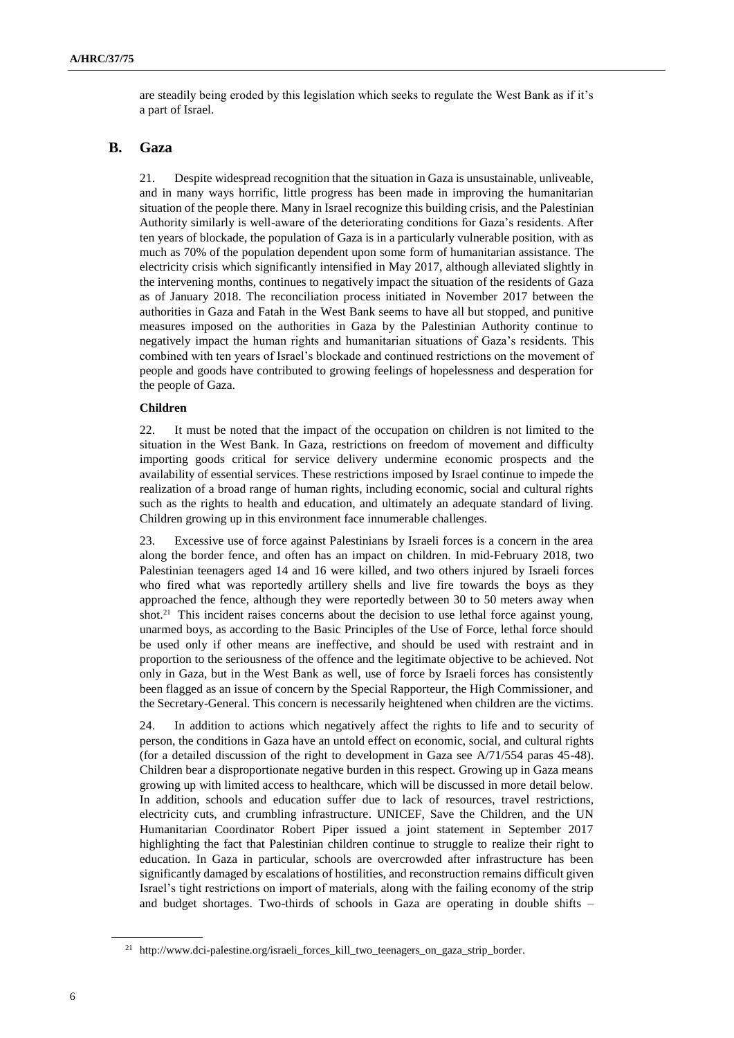are steadily being eroded by this legislation which seeks to regulate the West Bank as if it's a part of Israel.

## B. Gaza

21. Despite widespread recognition that the situation in Gaza is unsustainable, unliveable, and in many ways horrific, little progress has been made in improving the humanitarian situation of the people there. Many in Israel recognize this building crisis, and the Palestinian Authority similarly is well-aware of the deteriorating conditions for Gaza's residents. After ten years of blockade, the population of Gaza is in a particularly vulnerable position, with as much as 70% of the population dependent upon some form of humanitarian assistance. The electricity crisis which significantly intensified in May 2017, although alleviated slightly in the intervening months, continues to negatively impact the situation of the residents of Gaza as of January 2018. The reconciliation process initiated in November 2017 between the authorities in Gaza and Fatah in the West Bank seems to have all but stopped, and punitive measures imposed on the authorities in Gaza by the Palestinian Authority continue to negatively impact the human rights and humanitarian situations of Gaza's residents. This combined with ten years of Israel's blockade and continued restrictions on the movement of people and goods have contributed to growing feelings of hopelessness and desperation for the people of Gaza.

### Children

22. It must be noted that the impact of the occupation on children is not limited to the situation in the West Bank. In Gaza, restrictions on freedom of movement and difficulty importing goods critical for service delivery undermine economic prospects and the availability of essential services. These restrictions imposed by Israel continue to impede the realization of a broad range of human rights, including economic, social and cultural rights such as the rights to health and education, and ultimately an adequate standard of living. Children growing up in this environment face innumerable challenges.

23. Excessive use of force against Palestinians by Israeli forces is a concern in the area along the border fence, and often has an impact on children. In mid-February 2018, two Palestinian teenagers aged 14 and 16 were killed, and two others injured by Israeli forces who fired what was reportedly artillery shells and live fire towards the boys as they approached the fence, although they were reportedly between 30 to 50 meters away when shot.[21] This incident raises concerns about the decision to use lethal force against young, unarmed boys, as according to the Basic Principles of the Use of Force, lethal force should be used only if other means are ineffective, and should be used with restraint and in proportion to the seriousness of the offence and the legitimate objective to be achieved. Not only in Gaza, but in the West Bank as well, use of force by Israeli forces has consistently been flagged as an issue of concern by the Special Rapporteur, the High Commissioner, and the Secretary-General. This concern is necessarily heightened when children are the victims.

24. In addition to actions which negatively affect the rights to life and to security of person, the conditions in Gaza have an untold effect on economic, social, and cultural rights (for a detailed discussion of the right to development in Gaza see A/71/554 paras 45-48). Children bear a disproportionate negative burden in this respect. Growing up in Gaza means growing up with limited access to healthcare, which will be discussed in more detail below. In addition, schools and education suffer due to lack of resources, travel restrictions, electricity cuts, and crumbling infrastructure. UNICEF, Save the Children, and the UN Humanitarian Coordinator Robert Piper issued a joint statement in September 2017 highlighting the fact that Palestinian children continue to struggle to realize their right to education. In Gaza in particular, schools are overcrowded after infrastructure has been significantly damaged by escalations of hostilities, and reconstruction remains difficult given Israel's tight restrictions on import of materials, along with the failing economy of the strip and budget shortages. Two-thirds of schools in Gaza are operating in double shifts –

---

[21] http://www.dci-palestine.org/israeli_forces_kill_two_teenagers_on_gaza_strip_border.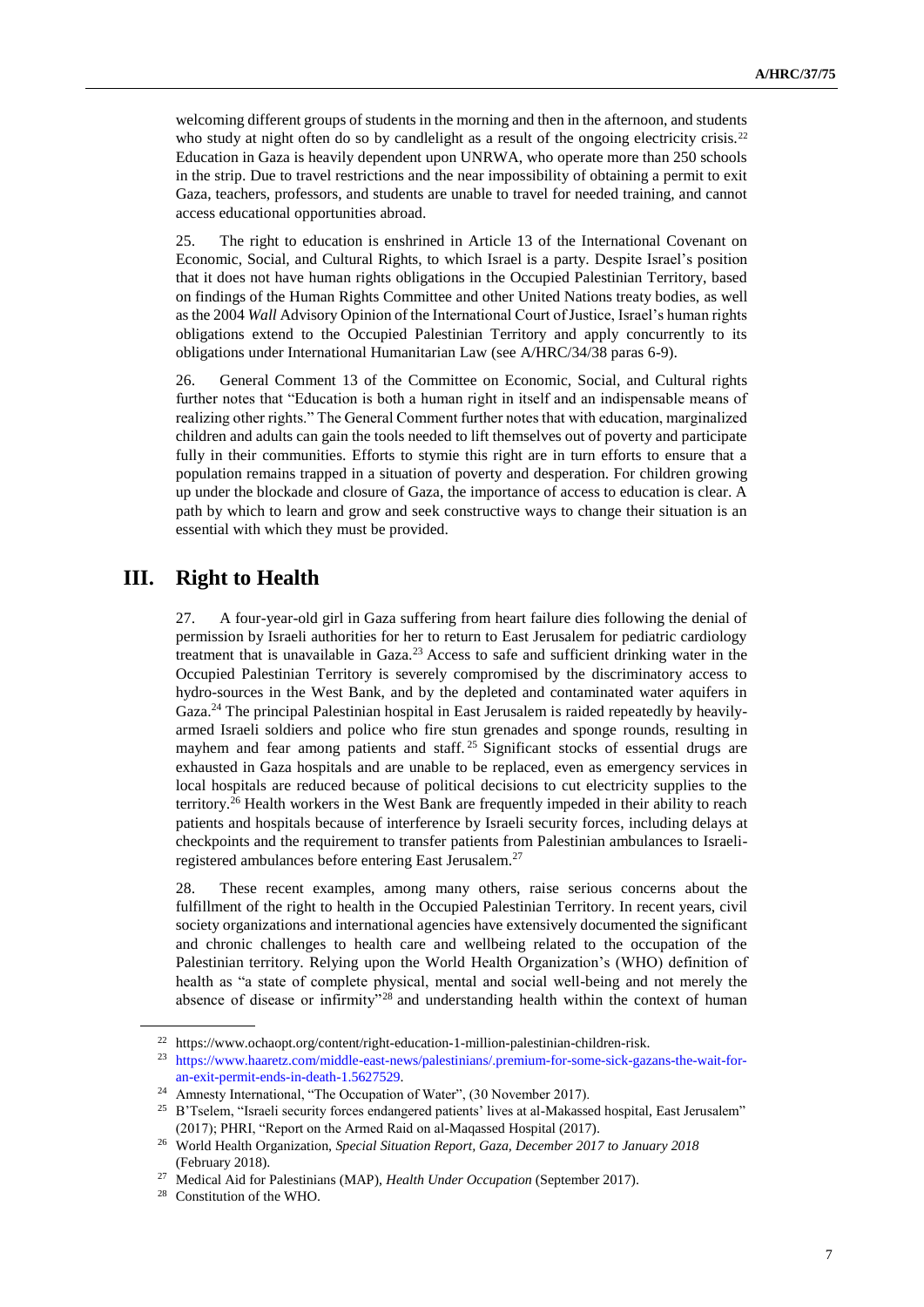welcoming different groups of students in the morning and then in the afternoon, and students who study at night often do so by candlelight as a result of the ongoing electricity crisis.[22] Education in Gaza is heavily dependent upon UNRWA, who operate more than 250 schools in the strip. Due to travel restrictions and the near impossibility of obtaining a permit to exit Gaza, teachers, professors, and students are unable to travel for needed training, and cannot access educational opportunities abroad.

25. The right to education is enshrined in Article 13 of the International Covenant on Economic, Social, and Cultural Rights, to which Israel is a party. Despite Israel's position that it does not have human rights obligations in the Occupied Palestinian Territory, based on findings of the Human Rights Committee and other United Nations treaty bodies, as well as the 2004 *Wall* Advisory Opinion of the International Court of Justice, Israel's human rights obligations extend to the Occupied Palestinian Territory and apply concurrently to its obligations under International Humanitarian Law (see A/HRC/34/38 paras 6-9).

26. General Comment 13 of the Committee on Economic, Social, and Cultural rights further notes that "Education is both a human right in itself and an indispensable means of realizing other rights." The General Comment further notes that with education, marginalized children and adults can gain the tools needed to lift themselves out of poverty and participate fully in their communities. Efforts to stymie this right are in turn efforts to ensure that a population remains trapped in a situation of poverty and desperation. For children growing up under the blockade and closure of Gaza, the importance of access to education is clear. A path by which to learn and grow and seek constructive ways to change their situation is an essential with which they must be provided.

## III. Right to Health

27. A four-year-old girl in Gaza suffering from heart failure dies following the denial of permission by Israeli authorities for her to return to East Jerusalem for pediatric cardiology treatment that is unavailable in Gaza.[23] Access to safe and sufficient drinking water in the Occupied Palestinian Territory is severely compromised by the discriminatory access to hydro-sources in the West Bank, and by the depleted and contaminated water aquifers in Gaza.[24] The principal Palestinian hospital in East Jerusalem is raided repeatedly by heavily-armed Israeli soldiers and police who fire stun grenades and sponge rounds, resulting in mayhem and fear among patients and staff.[25] Significant stocks of essential drugs are exhausted in Gaza hospitals and are unable to be replaced, even as emergency services in local hospitals are reduced because of political decisions to cut electricity supplies to the territory.[26] Health workers in the West Bank are frequently impeded in their ability to reach patients and hospitals because of interference by Israeli security forces, including delays at checkpoints and the requirement to transfer patients from Palestinian ambulances to Israeli-registered ambulances before entering East Jerusalem.[27]

28. These recent examples, among many others, raise serious concerns about the fulfillment of the right to health in the Occupied Palestinian Territory. In recent years, civil society organizations and international agencies have extensively documented the significant and chronic challenges to health care and wellbeing related to the occupation of the Palestinian territory. Relying upon the World Health Organization's (WHO) definition of health as "a state of complete physical, mental and social well-being and not merely the absence of disease or infirmity"[28] and understanding health within the context of human

---

[22] https://www.ochaopt.org/content/right-education-1-million-palestinian-children-risk.

[23] https://www.haaretz.com/middle-east-news/palestinians/.premium-for-some-sick-gazans-the-wait-for-an-exit-permit-ends-in-death-1.5627529.

[24] Amnesty International, "The Occupation of Water", (30 November 2017).

[25] B'Tselem, "Israeli security forces endangered patients' lives at al-Makassed hospital, East Jerusalem" (2017); PHRI, "Report on the Armed Raid on al-Maqassed Hospital (2017).

[26] World Health Organization, *Special Situation Report, Gaza, December 2017 to January 2018* (February 2018).

[27] Medical Aid for Palestinians (MAP), *Health Under Occupation* (September 2017).

[28] Constitution of the WHO.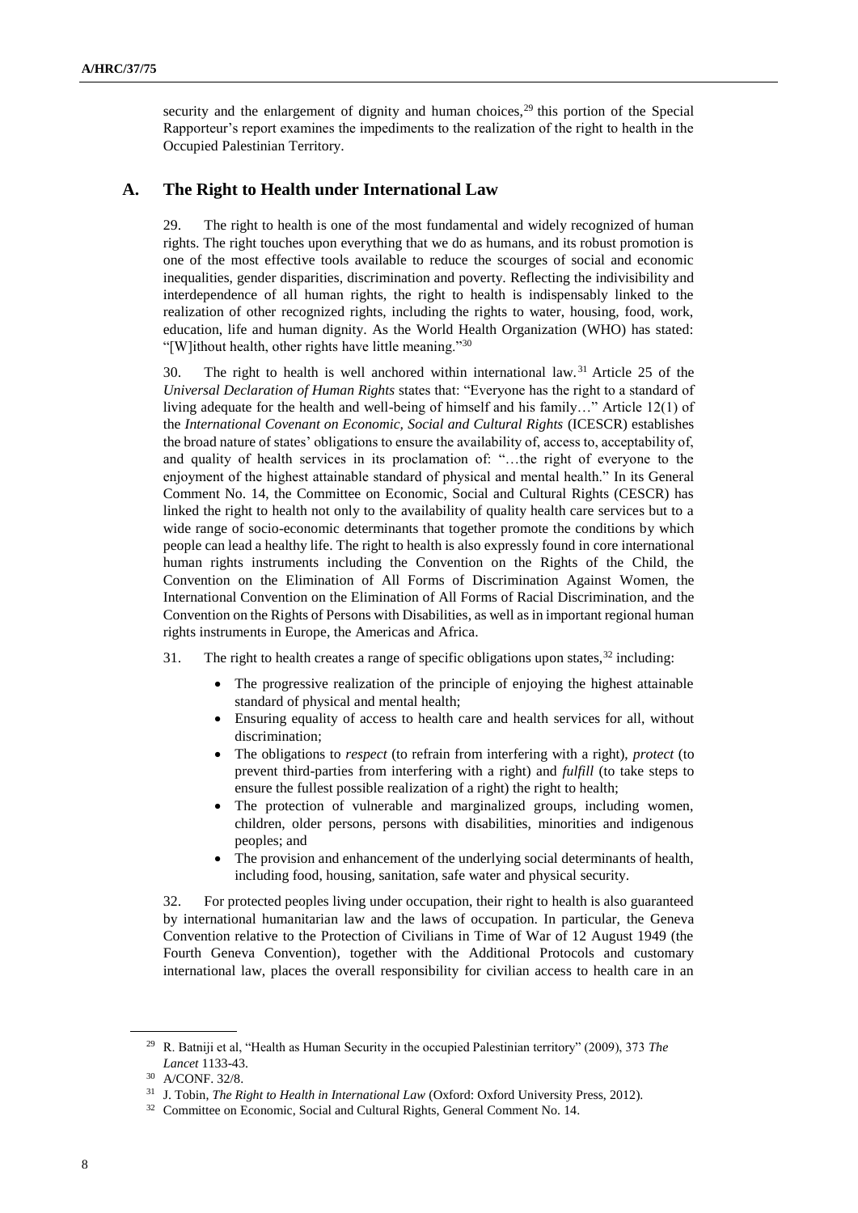security and the enlargement of dignity and human choices,[29] this portion of the Special Rapporteur's report examines the impediments to the realization of the right to health in the Occupied Palestinian Territory.

## A. The Right to Health under International Law

29. The right to health is one of the most fundamental and widely recognized of human rights. The right touches upon everything that we do as humans, and its robust promotion is one of the most effective tools available to reduce the scourges of social and economic inequalities, gender disparities, discrimination and poverty. Reflecting the indivisibility and interdependence of all human rights, the right to health is indispensably linked to the realization of other recognized rights, including the rights to water, housing, food, work, education, life and human dignity. As the World Health Organization (WHO) has stated: "[W]ithout health, other rights have little meaning."[30]

30. The right to health is well anchored within international law.[31] Article 25 of the *Universal Declaration of Human Rights* states that: "Everyone has the right to a standard of living adequate for the health and well-being of himself and his family…" Article 12(1) of the *International Covenant on Economic, Social and Cultural Rights* (ICESCR) establishes the broad nature of states' obligations to ensure the availability of, access to, acceptability of, and quality of health services in its proclamation of: "…the right of everyone to the enjoyment of the highest attainable standard of physical and mental health." In its General Comment No. 14, the Committee on Economic, Social and Cultural Rights (CESCR) has linked the right to health not only to the availability of quality health care services but to a wide range of socio-economic determinants that together promote the conditions by which people can lead a healthy life. The right to health is also expressly found in core international human rights instruments including the Convention on the Rights of the Child, the Convention on the Elimination of All Forms of Discrimination Against Women, the International Convention on the Elimination of All Forms of Racial Discrimination, and the Convention on the Rights of Persons with Disabilities, as well as in important regional human rights instruments in Europe, the Americas and Africa.

31. The right to health creates a range of specific obligations upon states,[32] including:

- The progressive realization of the principle of enjoying the highest attainable standard of physical and mental health;
- Ensuring equality of access to health care and health services for all, without discrimination;
- The obligations to *respect* (to refrain from interfering with a right), *protect* (to prevent third-parties from interfering with a right) and *fulfill* (to take steps to ensure the fullest possible realization of a right) the right to health;
- The protection of vulnerable and marginalized groups, including women, children, older persons, persons with disabilities, minorities and indigenous peoples; and
- The provision and enhancement of the underlying social determinants of health, including food, housing, sanitation, safe water and physical security.

32. For protected peoples living under occupation, their right to health is also guaranteed by international humanitarian law and the laws of occupation. In particular, the Geneva Convention relative to the Protection of Civilians in Time of War of 12 August 1949 (the Fourth Geneva Convention), together with the Additional Protocols and customary international law, places the overall responsibility for civilian access to health care in an

---

[29] R. Batniji et al, "Health as Human Security in the occupied Palestinian territory" (2009), 373 *The Lancet* 1133-43.

[30] A/CONF. 32/8.

[31] J. Tobin, *The Right to Health in International Law* (Oxford: Oxford University Press, 2012).

[32] Committee on Economic, Social and Cultural Rights, General Comment No. 14.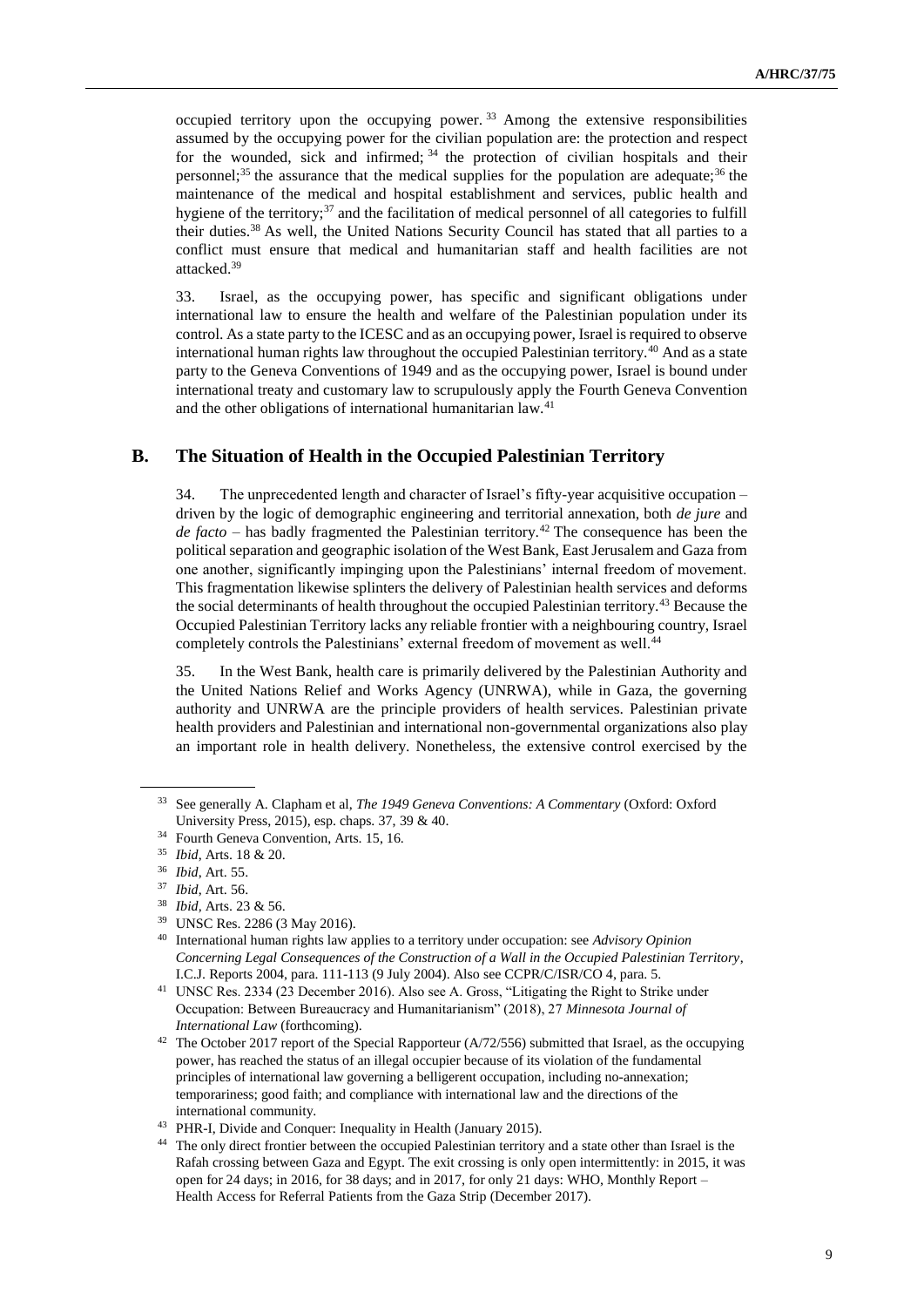occupied territory upon the occupying power.[33] Among the extensive responsibilities assumed by the occupying power for the civilian population are: the protection and respect for the wounded, sick and infirmed;[34] the protection of civilian hospitals and their personnel;[35] the assurance that the medical supplies for the population are adequate;[36] the maintenance of the medical and hospital establishment and services, public health and hygiene of the territory;[37] and the facilitation of medical personnel of all categories to fulfill their duties.[38] As well, the United Nations Security Council has stated that all parties to a conflict must ensure that medical and humanitarian staff and health facilities are not attacked.[39]

33. Israel, as the occupying power, has specific and significant obligations under international law to ensure the health and welfare of the Palestinian population under its control. As a state party to the ICESC and as an occupying power, Israel is required to observe international human rights law throughout the occupied Palestinian territory.[40] And as a state party to the Geneva Conventions of 1949 and as the occupying power, Israel is bound under international treaty and customary law to scrupulously apply the Fourth Geneva Convention and the other obligations of international humanitarian law.[41]

## B. The Situation of Health in the Occupied Palestinian Territory

34. The unprecedented length and character of Israel's fifty-year acquisitive occupation – driven by the logic of demographic engineering and territorial annexation, both *de jure* and *de facto* – has badly fragmented the Palestinian territory.[42] The consequence has been the political separation and geographic isolation of the West Bank, East Jerusalem and Gaza from one another, significantly impinging upon the Palestinians' internal freedom of movement. This fragmentation likewise splinters the delivery of Palestinian health services and deforms the social determinants of health throughout the occupied Palestinian territory.[43] Because the Occupied Palestinian Territory lacks any reliable frontier with a neighbouring country, Israel completely controls the Palestinians' external freedom of movement as well.[44]

35. In the West Bank, health care is primarily delivered by the Palestinian Authority and the United Nations Relief and Works Agency (UNRWA), while in Gaza, the governing authority and UNRWA are the principle providers of health services. Palestinian private health providers and Palestinian and international non-governmental organizations also play an important role in health delivery. Nonetheless, the extensive control exercised by the

---

[33] See generally A. Clapham et al, *The 1949 Geneva Conventions: A Commentary* (Oxford: Oxford University Press, 2015), esp. chaps. 37, 39 & 40.

[34] Fourth Geneva Convention, Arts. 15, 16.

[35] *Ibid*, Arts. 18 & 20.

[36] *Ibid*, Art. 55.

[37] *Ibid*, Art. 56.

[38] *Ibid*, Arts. 23 & 56.

[39] UNSC Res. 2286 (3 May 2016).

[40] International human rights law applies to a territory under occupation: see *Advisory Opinion Concerning Legal Consequences of the Construction of a Wall in the Occupied Palestinian Territory*, I.C.J. Reports 2004, para. 111-113 (9 July 2004). Also see CCPR/C/ISR/CO 4, para. 5.

[41] UNSC Res. 2334 (23 December 2016). Also see A. Gross, "Litigating the Right to Strike under Occupation: Between Bureaucracy and Humanitarianism" (2018), 27 *Minnesota Journal of International Law* (forthcoming).

[42] The October 2017 report of the Special Rapporteur (A/72/556) submitted that Israel, as the occupying power, has reached the status of an illegal occupier because of its violation of the fundamental principles of international law governing a belligerent occupation, including no-annexation; temporariness; good faith; and compliance with international law and the directions of the international community.

[43] PHR-I, Divide and Conquer: Inequality in Health (January 2015).

[44] The only direct frontier between the occupied Palestinian territory and a state other than Israel is the Rafah crossing between Gaza and Egypt. The exit crossing is only open intermittently: in 2015, it was open for 24 days; in 2016, for 38 days; and in 2017, for only 21 days: WHO, Monthly Report – Health Access for Referral Patients from the Gaza Strip (December 2017).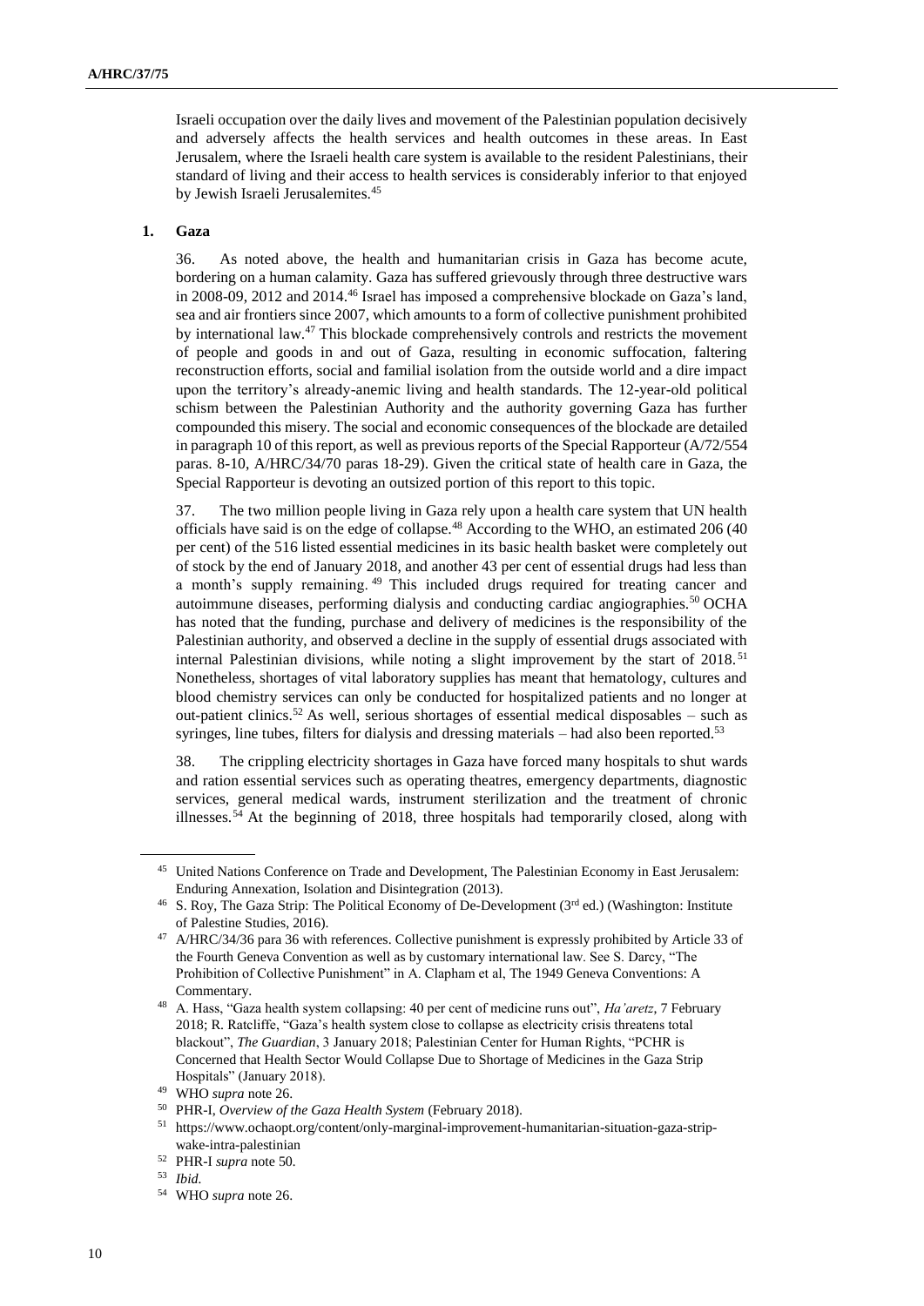Israeli occupation over the daily lives and movement of the Palestinian population decisively and adversely affects the health services and health outcomes in these areas. In East Jerusalem, where the Israeli health care system is available to the resident Palestinians, their standard of living and their access to health services is considerably inferior to that enjoyed by Jewish Israeli Jerusalemites.[45]

### 1. Gaza

36. As noted above, the health and humanitarian crisis in Gaza has become acute, bordering on a human calamity. Gaza has suffered grievously through three destructive wars in 2008-09, 2012 and 2014.[46] Israel has imposed a comprehensive blockade on Gaza's land, sea and air frontiers since 2007, which amounts to a form of collective punishment prohibited by international law.[47] This blockade comprehensively controls and restricts the movement of people and goods in and out of Gaza, resulting in economic suffocation, faltering reconstruction efforts, social and familial isolation from the outside world and a dire impact upon the territory's already-anemic living and health standards. The 12-year-old political schism between the Palestinian Authority and the authority governing Gaza has further compounded this misery. The social and economic consequences of the blockade are detailed in paragraph 10 of this report, as well as previous reports of the Special Rapporteur (A/72/554 paras. 8-10, A/HRC/34/70 paras 18-29). Given the critical state of health care in Gaza, the Special Rapporteur is devoting an outsized portion of this report to this topic.

37. The two million people living in Gaza rely upon a health care system that UN health officials have said is on the edge of collapse.[48] According to the WHO, an estimated 206 (40 per cent) of the 516 listed essential medicines in its basic health basket were completely out of stock by the end of January 2018, and another 43 per cent of essential drugs had less than a month's supply remaining.[49] This included drugs required for treating cancer and autoimmune diseases, performing dialysis and conducting cardiac angiographies.[50] OCHA has noted that the funding, purchase and delivery of medicines is the responsibility of the Palestinian authority, and observed a decline in the supply of essential drugs associated with internal Palestinian divisions, while noting a slight improvement by the start of 2018.[51] Nonetheless, shortages of vital laboratory supplies has meant that hematology, cultures and blood chemistry services can only be conducted for hospitalized patients and no longer at out-patient clinics.[52] As well, serious shortages of essential medical disposables – such as syringes, line tubes, filters for dialysis and dressing materials – had also been reported.[53]

38. The crippling electricity shortages in Gaza have forced many hospitals to shut wards and ration essential services such as operating theatres, emergency departments, diagnostic services, general medical wards, instrument sterilization and the treatment of chronic illnesses.[54] At the beginning of 2018, three hospitals had temporarily closed, along with

---

[45] United Nations Conference on Trade and Development, The Palestinian Economy in East Jerusalem: Enduring Annexation, Isolation and Disintegration (2013).

[46] S. Roy, The Gaza Strip: The Political Economy of De-Development (3rd ed.) (Washington: Institute of Palestine Studies, 2016).

[47] A/HRC/34/36 para 36 with references. Collective punishment is expressly prohibited by Article 33 of the Fourth Geneva Convention as well as by customary international law. See S. Darcy, "The Prohibition of Collective Punishment" in A. Clapham et al, The 1949 Geneva Conventions: A Commentary.

[48] A. Hass, "Gaza health system collapsing: 40 per cent of medicine runs out", *Ha'aretz*, 7 February 2018; R. Ratcliffe, "Gaza's health system close to collapse as electricity crisis threatens total blackout", *The Guardian*, 3 January 2018; Palestinian Center for Human Rights, "PCHR is Concerned that Health Sector Would Collapse Due to Shortage of Medicines in the Gaza Strip Hospitals" (January 2018).

[49] WHO *supra* note 26.

[50] PHR-I, *Overview of the Gaza Health System* (February 2018).

[51] https://www.ochaopt.org/content/only-marginal-improvement-humanitarian-situation-gaza-strip-wake-intra-palestinian

[52] PHR-I *supra* note 50.

[53] *Ibid.*

[54] WHO *supra* note 26.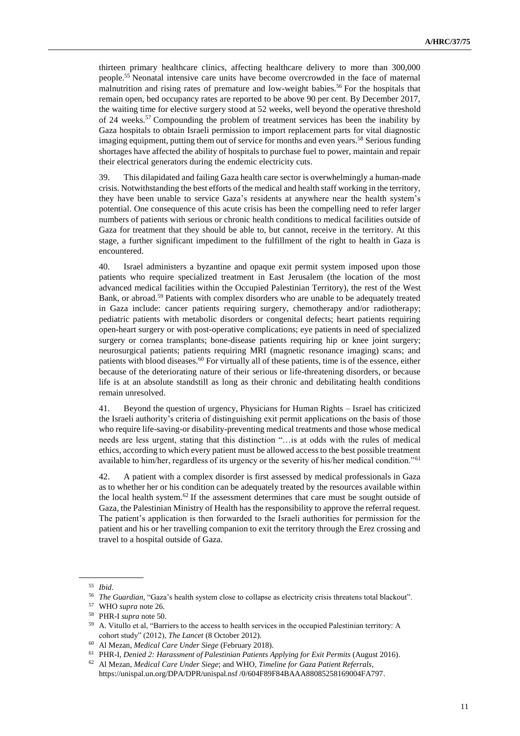thirteen primary healthcare clinics, affecting healthcare delivery to more than 300,000 people.[55] Neonatal intensive care units have become overcrowded in the face of maternal malnutrition and rising rates of premature and low-weight babies.[56] For the hospitals that remain open, bed occupancy rates are reported to be above 90 per cent. By December 2017, the waiting time for elective surgery stood at 52 weeks, well beyond the operative threshold of 24 weeks.[57] Compounding the problem of treatment services has been the inability by Gaza hospitals to obtain Israeli permission to import replacement parts for vital diagnostic imaging equipment, putting them out of service for months and even years.[58] Serious funding shortages have affected the ability of hospitals to purchase fuel to power, maintain and repair their electrical generators during the endemic electricity cuts.

39. This dilapidated and failing Gaza health care sector is overwhelmingly a human-made crisis. Notwithstanding the best efforts of the medical and health staff working in the territory, they have been unable to service Gaza's residents at anywhere near the health system's potential. One consequence of this acute crisis has been the compelling need to refer larger numbers of patients with serious or chronic health conditions to medical facilities outside of Gaza for treatment that they should be able to, but cannot, receive in the territory. At this stage, a further significant impediment to the fulfillment of the right to health in Gaza is encountered.

40. Israel administers a byzantine and opaque exit permit system imposed upon those patients who require specialized treatment in East Jerusalem (the location of the most advanced medical facilities within the Occupied Palestinian Territory), the rest of the West Bank, or abroad.[59] Patients with complex disorders who are unable to be adequately treated in Gaza include: cancer patients requiring surgery, chemotherapy and/or radiotherapy; pediatric patients with metabolic disorders or congenital defects; heart patients requiring open-heart surgery or with post-operative complications; eye patients in need of specialized surgery or cornea transplants; bone-disease patients requiring hip or knee joint surgery; neurosurgical patients; patients requiring MRI (magnetic resonance imaging) scans; and patients with blood diseases.[60] For virtually all of these patients, time is of the essence, either because of the deteriorating nature of their serious or life-threatening disorders, or because life is at an absolute standstill as long as their chronic and debilitating health conditions remain unresolved.

41. Beyond the question of urgency, Physicians for Human Rights – Israel has criticized the Israeli authority's criteria of distinguishing exit permit applications on the basis of those who require life-saving-or disability-preventing medical treatments and those whose medical needs are less urgent, stating that this distinction "…is at odds with the rules of medical ethics, according to which every patient must be allowed access to the best possible treatment available to him/her, regardless of its urgency or the severity of his/her medical condition."[61]

42. A patient with a complex disorder is first assessed by medical professionals in Gaza as to whether her or his condition can be adequately treated by the resources available within the local health system.[62] If the assessment determines that care must be sought outside of Gaza, the Palestinian Ministry of Health has the responsibility to approve the referral request. The patient's application is then forwarded to the Israeli authorities for permission for the patient and his or her travelling companion to exit the territory through the Erez crossing and travel to a hospital outside of Gaza.

---

[55] *Ibid*.

[56] *The Guardian*, "Gaza's health system close to collapse as electricity crisis threatens total blackout".

[57] WHO *supra* note 26.

[58] PHR-I *supra* note 50.

[59] A. Vitullo et al, "Barriers to the access to health services in the occupied Palestinian territory: A cohort study" (2012), *The Lancet* (8 October 2012).

[60] Al Mezan, *Medical Care Under Siege* (February 2018).

[61] PHR-I, *Denied 2: Harassment of Palestinian Patients Applying for Exit Permits* (August 2016).

[62] Al Mezan, *Medical Care Under Siege*; and WHO, *Timeline for Gaza Patient Referrals*, https://unispal.un.org/DPA/DPR/unispal.nsf /0/604F89F84BAAA88085258169004FA797.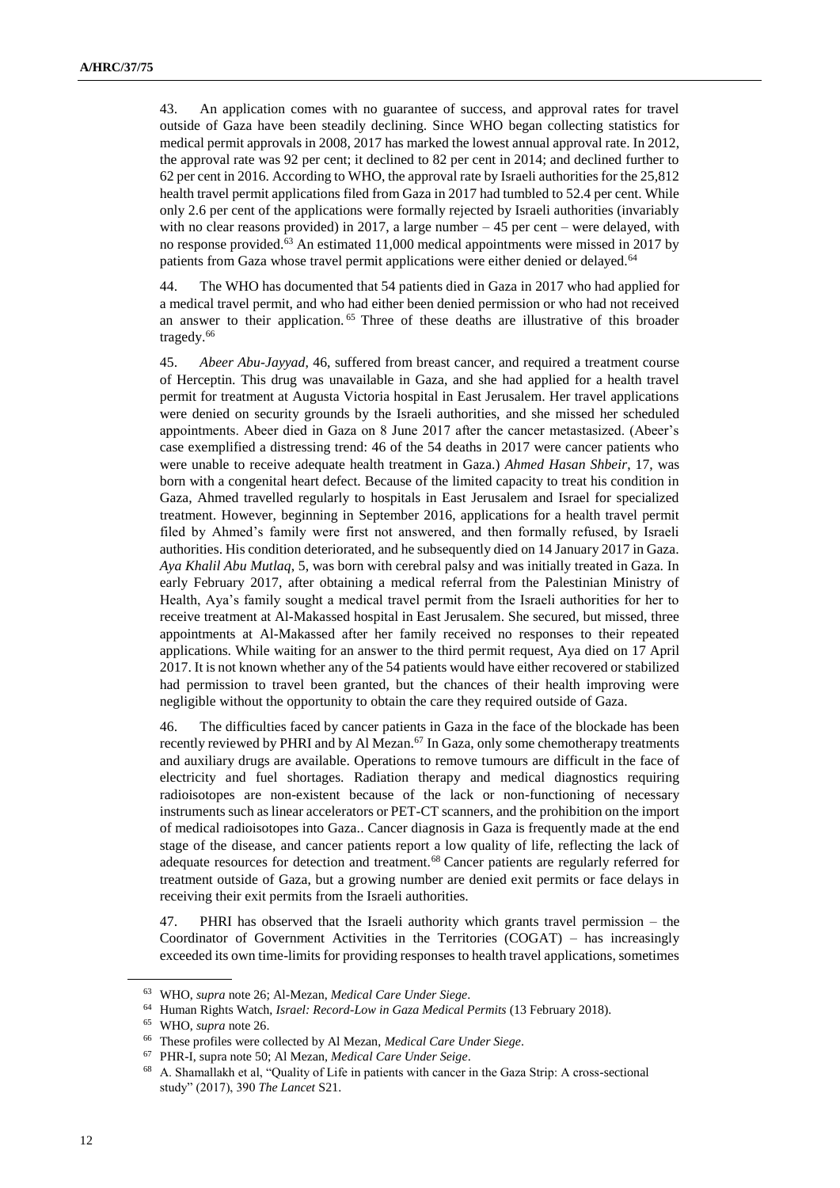43. An application comes with no guarantee of success, and approval rates for travel outside of Gaza have been steadily declining. Since WHO began collecting statistics for medical permit approvals in 2008, 2017 has marked the lowest annual approval rate. In 2012, the approval rate was 92 per cent; it declined to 82 per cent in 2014; and declined further to 62 per cent in 2016. According to WHO, the approval rate by Israeli authorities for the 25,812 health travel permit applications filed from Gaza in 2017 had tumbled to 52.4 per cent. While only 2.6 per cent of the applications were formally rejected by Israeli authorities (invariably with no clear reasons provided) in 2017, a large number – 45 per cent – were delayed, with no response provided.[63] An estimated 11,000 medical appointments were missed in 2017 by patients from Gaza whose travel permit applications were either denied or delayed.[64]

44. The WHO has documented that 54 patients died in Gaza in 2017 who had applied for a medical travel permit, and who had either been denied permission or who had not received an answer to their application.[65] Three of these deaths are illustrative of this broader tragedy.[66]

45. *Abeer Abu-Jayyad*, 46, suffered from breast cancer, and required a treatment course of Herceptin. This drug was unavailable in Gaza, and she had applied for a health travel permit for treatment at Augusta Victoria hospital in East Jerusalem. Her travel applications were denied on security grounds by the Israeli authorities, and she missed her scheduled appointments. Abeer died in Gaza on 8 June 2017 after the cancer metastasized. (Abeer's case exemplified a distressing trend: 46 of the 54 deaths in 2017 were cancer patients who were unable to receive adequate health treatment in Gaza.) *Ahmed Hasan Shbeir*, 17, was born with a congenital heart defect. Because of the limited capacity to treat his condition in Gaza, Ahmed travelled regularly to hospitals in East Jerusalem and Israel for specialized treatment. However, beginning in September 2016, applications for a health travel permit filed by Ahmed's family were first not answered, and then formally refused, by Israeli authorities. His condition deteriorated, and he subsequently died on 14 January 2017 in Gaza. *Aya Khalil Abu Mutlaq*, 5, was born with cerebral palsy and was initially treated in Gaza. In early February 2017, after obtaining a medical referral from the Palestinian Ministry of Health, Aya's family sought a medical travel permit from the Israeli authorities for her to receive treatment at Al-Makassed hospital in East Jerusalem. She secured, but missed, three appointments at Al-Makassed after her family received no responses to their repeated applications. While waiting for an answer to the third permit request, Aya died on 17 April 2017. It is not known whether any of the 54 patients would have either recovered or stabilized had permission to travel been granted, but the chances of their health improving were negligible without the opportunity to obtain the care they required outside of Gaza.

46. The difficulties faced by cancer patients in Gaza in the face of the blockade has been recently reviewed by PHRI and by Al Mezan.[67] In Gaza, only some chemotherapy treatments and auxiliary drugs are available. Operations to remove tumours are difficult in the face of electricity and fuel shortages. Radiation therapy and medical diagnostics requiring radioisotopes are non-existent because of the lack or non-functioning of necessary instruments such as linear accelerators or PET-CT scanners, and the prohibition on the import of medical radioisotopes into Gaza.. Cancer diagnosis in Gaza is frequently made at the end stage of the disease, and cancer patients report a low quality of life, reflecting the lack of adequate resources for detection and treatment.[68] Cancer patients are regularly referred for treatment outside of Gaza, but a growing number are denied exit permits or face delays in receiving their exit permits from the Israeli authorities.

47. PHRI has observed that the Israeli authority which grants travel permission – the Coordinator of Government Activities in the Territories (COGAT) – has increasingly exceeded its own time-limits for providing responses to health travel applications, sometimes

[63] WHO, *supra* note 26; Al-Mezan, *Medical Care Under Siege*.

[64] Human Rights Watch, *Israel: Record-Low in Gaza Medical Permits* (13 February 2018).

[65] WHO, *supra* note 26.

[66] These profiles were collected by Al Mezan, *Medical Care Under Siege*.

[67] PHR-I, supra note 50; Al Mezan, *Medical Care Under Seige*.

[68] A. Shamallakh et al, "Quality of Life in patients with cancer in the Gaza Strip: A cross-sectional study" (2017), 390 *The Lancet* S21.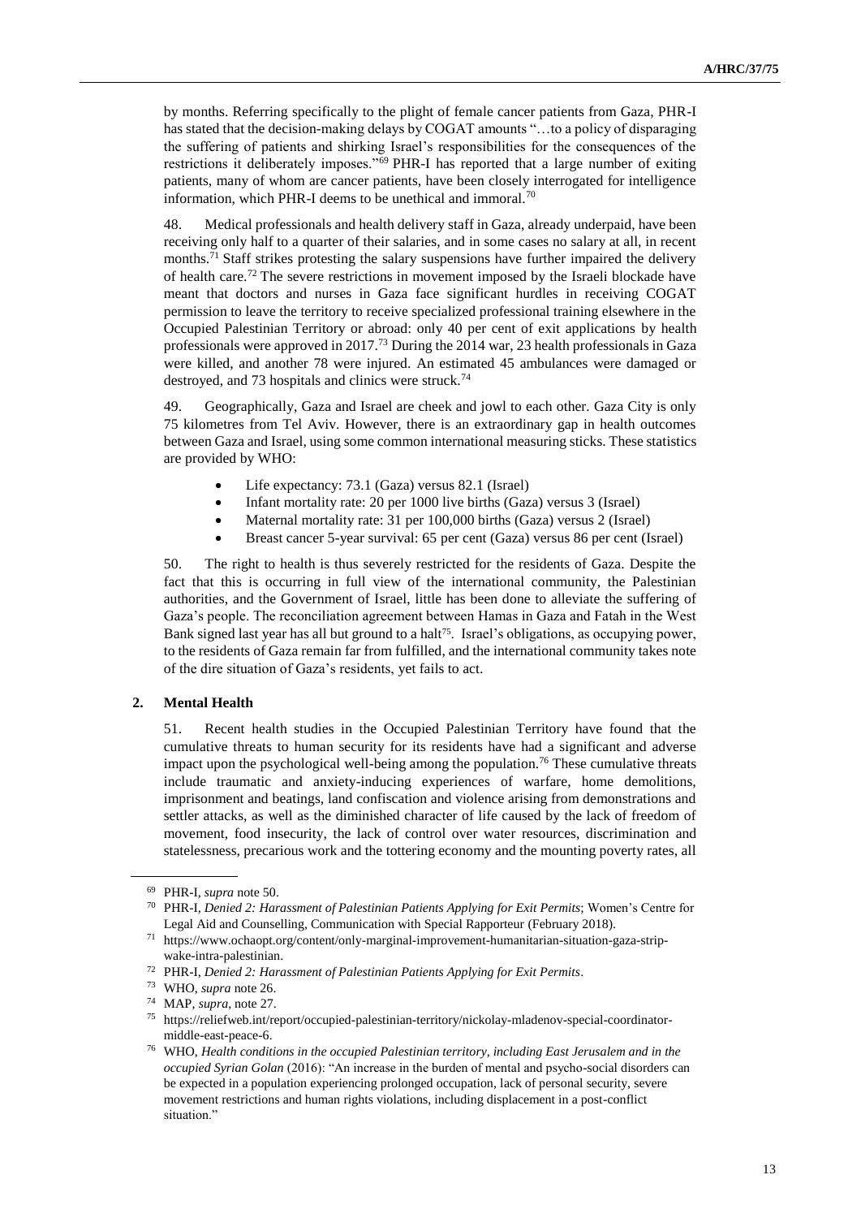by months. Referring specifically to the plight of female cancer patients from Gaza, PHR-I has stated that the decision-making delays by COGAT amounts "…to a policy of disparaging the suffering of patients and shirking Israel's responsibilities for the consequences of the restrictions it deliberately imposes."[69] PHR-I has reported that a large number of exiting patients, many of whom are cancer patients, have been closely interrogated for intelligence information, which PHR-I deems to be unethical and immoral.[70]

48. Medical professionals and health delivery staff in Gaza, already underpaid, have been receiving only half to a quarter of their salaries, and in some cases no salary at all, in recent months.[71] Staff strikes protesting the salary suspensions have further impaired the delivery of health care.[72] The severe restrictions in movement imposed by the Israeli blockade have meant that doctors and nurses in Gaza face significant hurdles in receiving COGAT permission to leave the territory to receive specialized professional training elsewhere in the Occupied Palestinian Territory or abroad: only 40 per cent of exit applications by health professionals were approved in 2017.[73] During the 2014 war, 23 health professionals in Gaza were killed, and another 78 were injured. An estimated 45 ambulances were damaged or destroyed, and 73 hospitals and clinics were struck.[74]

49. Geographically, Gaza and Israel are cheek and jowl to each other. Gaza City is only 75 kilometres from Tel Aviv. However, there is an extraordinary gap in health outcomes between Gaza and Israel, using some common international measuring sticks. These statistics are provided by WHO:

- Life expectancy: 73.1 (Gaza) versus 82.1 (Israel)
- Infant mortality rate: 20 per 1000 live births (Gaza) versus 3 (Israel)
- Maternal mortality rate: 31 per 100,000 births (Gaza) versus 2 (Israel)
- Breast cancer 5-year survival: 65 per cent (Gaza) versus 86 per cent (Israel)

50. The right to health is thus severely restricted for the residents of Gaza. Despite the fact that this is occurring in full view of the international community, the Palestinian authorities, and the Government of Israel, little has been done to alleviate the suffering of Gaza's people. The reconciliation agreement between Hamas in Gaza and Fatah in the West Bank signed last year has all but ground to a halt[75]. Israel's obligations, as occupying power, to the residents of Gaza remain far from fulfilled, and the international community takes note of the dire situation of Gaza's residents, yet fails to act.

## 2. Mental Health

51. Recent health studies in the Occupied Palestinian Territory have found that the cumulative threats to human security for its residents have had a significant and adverse impact upon the psychological well-being among the population.[76] These cumulative threats include traumatic and anxiety-inducing experiences of warfare, home demolitions, imprisonment and beatings, land confiscation and violence arising from demonstrations and settler attacks, as well as the diminished character of life caused by the lack of freedom of movement, food insecurity, the lack of control over water resources, discrimination and statelessness, precarious work and the tottering economy and the mounting poverty rates, all

---

[69] PHR-I, *supra* note 50.

[70] PHR-I, *Denied 2: Harassment of Palestinian Patients Applying for Exit Permits*; Women's Centre for Legal Aid and Counselling, Communication with Special Rapporteur (February 2018).

[71] https://www.ochaopt.org/content/only-marginal-improvement-humanitarian-situation-gaza-strip-wake-intra-palestinian.

[72] PHR-I, *Denied 2: Harassment of Palestinian Patients Applying for Exit Permits*.

[73] WHO, *supra* note 26.

[74] MAP, *supra*, note 27.

[75] https://reliefweb.int/report/occupied-palestinian-territory/nickolay-mladenov-special-coordinator-middle-east-peace-6.

[76] WHO, *Health conditions in the occupied Palestinian territory, including East Jerusalem and in the occupied Syrian Golan* (2016): "An increase in the burden of mental and psycho-social disorders can be expected in a population experiencing prolonged occupation, lack of personal security, severe movement restrictions and human rights violations, including displacement in a post-conflict situation."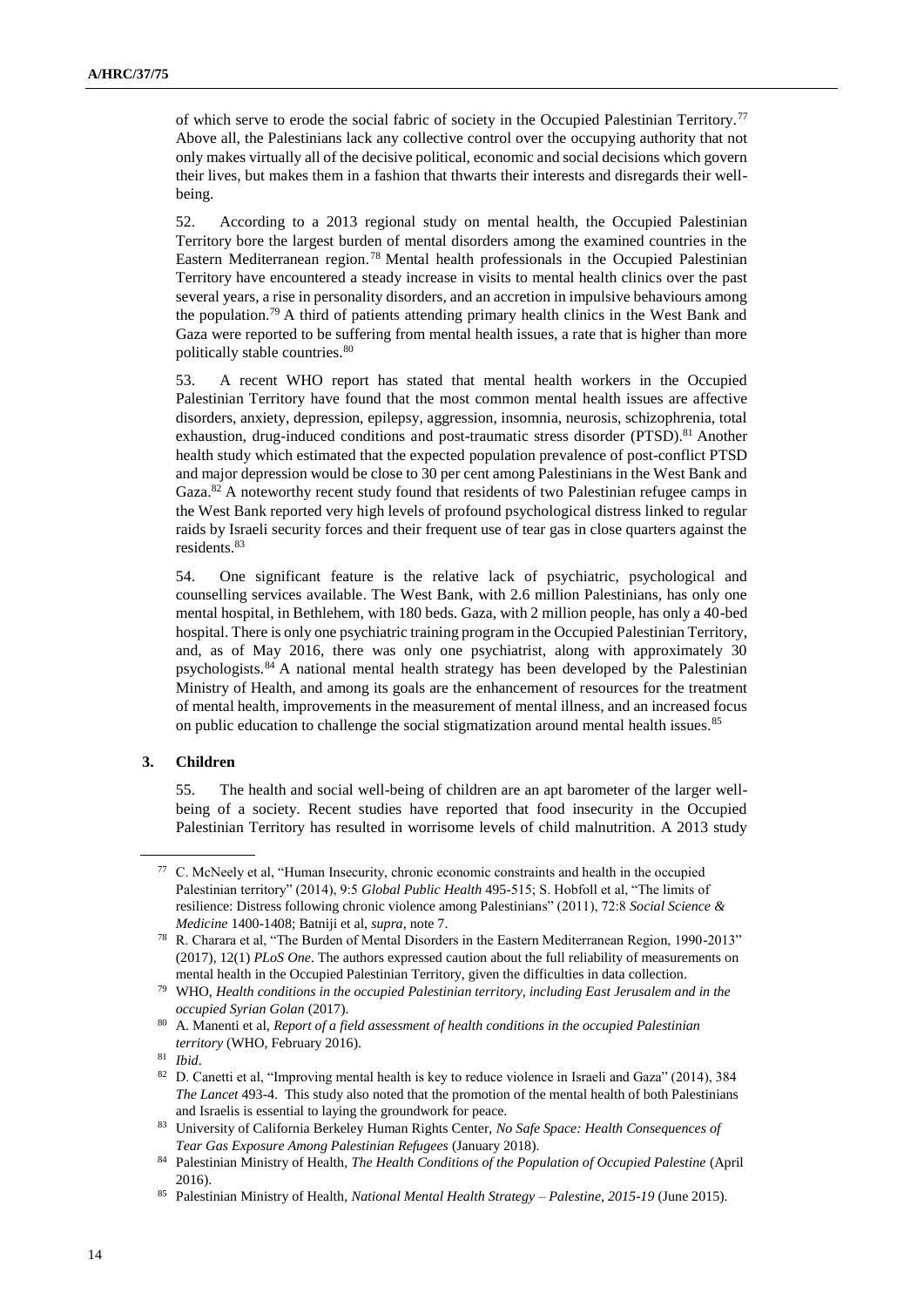of which serve to erode the social fabric of society in the Occupied Palestinian Territory.[77] Above all, the Palestinians lack any collective control over the occupying authority that not only makes virtually all of the decisive political, economic and social decisions which govern their lives, but makes them in a fashion that thwarts their interests and disregards their well-being.

52. According to a 2013 regional study on mental health, the Occupied Palestinian Territory bore the largest burden of mental disorders among the examined countries in the Eastern Mediterranean region.[78] Mental health professionals in the Occupied Palestinian Territory have encountered a steady increase in visits to mental health clinics over the past several years, a rise in personality disorders, and an accretion in impulsive behaviours among the population.[79] A third of patients attending primary health clinics in the West Bank and Gaza were reported to be suffering from mental health issues, a rate that is higher than more politically stable countries.[80]

53. A recent WHO report has stated that mental health workers in the Occupied Palestinian Territory have found that the most common mental health issues are affective disorders, anxiety, depression, epilepsy, aggression, insomnia, neurosis, schizophrenia, total exhaustion, drug-induced conditions and post-traumatic stress disorder (PTSD).[81] Another health study which estimated that the expected population prevalence of post-conflict PTSD and major depression would be close to 30 per cent among Palestinians in the West Bank and Gaza.[82] A noteworthy recent study found that residents of two Palestinian refugee camps in the West Bank reported very high levels of profound psychological distress linked to regular raids by Israeli security forces and their frequent use of tear gas in close quarters against the residents.[83]

54. One significant feature is the relative lack of psychiatric, psychological and counselling services available. The West Bank, with 2.6 million Palestinians, has only one mental hospital, in Bethlehem, with 180 beds. Gaza, with 2 million people, has only a 40-bed hospital. There is only one psychiatric training program in the Occupied Palestinian Territory, and, as of May 2016, there was only one psychiatrist, along with approximately 30 psychologists.[84] A national mental health strategy has been developed by the Palestinian Ministry of Health, and among its goals are the enhancement of resources for the treatment of mental health, improvements in the measurement of mental illness, and an increased focus on public education to challenge the social stigmatization around mental health issues.[85]

### 3. Children

55. The health and social well-being of children are an apt barometer of the larger well-being of a society. Recent studies have reported that food insecurity in the Occupied Palestinian Territory has resulted in worrisome levels of child malnutrition. A 2013 study

---

[77] C. McNeely et al, "Human Insecurity, chronic economic constraints and health in the occupied Palestinian territory" (2014), 9:5 *Global Public Health* 495-515; S. Hobfoll et al, "The limits of resilience: Distress following chronic violence among Palestinians" (2011), 72:8 *Social Science & Medicine* 1400-1408; Batniji et al, *supra*, note 7.

[78] R. Charara et al, "The Burden of Mental Disorders in the Eastern Mediterranean Region, 1990-2013" (2017), 12(1) *PLoS One*. The authors expressed caution about the full reliability of measurements on mental health in the Occupied Palestinian Territory, given the difficulties in data collection.

[79] WHO, *Health conditions in the occupied Palestinian territory, including East Jerusalem and in the occupied Syrian Golan* (2017).

[80] A. Manenti et al, *Report of a field assessment of health conditions in the occupied Palestinian territory* (WHO, February 2016).

[81] *Ibid*.

[82] D. Canetti et al, "Improving mental health is key to reduce violence in Israeli and Gaza" (2014), 384 *The Lancet* 493-4. This study also noted that the promotion of the mental health of both Palestinians and Israelis is essential to laying the groundwork for peace.

[83] University of California Berkeley Human Rights Center, *No Safe Space: Health Consequences of Tear Gas Exposure Among Palestinian Refugees* (January 2018).

[84] Palestinian Ministry of Health, *The Health Conditions of the Population of Occupied Palestine* (April 2016).

[85] Palestinian Ministry of Health, *National Mental Health Strategy – Palestine, 2015-19* (June 2015).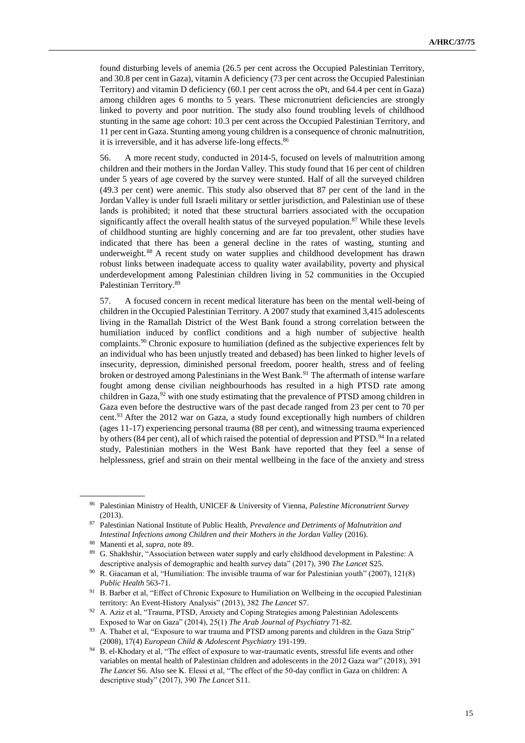found disturbing levels of anemia (26.5 per cent across the Occupied Palestinian Territory, and 30.8 per cent in Gaza), vitamin A deficiency (73 per cent across the Occupied Palestinian Territory) and vitamin D deficiency (60.1 per cent across the oPt, and 64.4 per cent in Gaza) among children ages 6 months to 5 years. These micronutrient deficiencies are strongly linked to poverty and poor nutrition. The study also found troubling levels of childhood stunting in the same age cohort: 10.3 per cent across the Occupied Palestinian Territory, and 11 per cent in Gaza. Stunting among young children is a consequence of chronic malnutrition, it is irreversible, and it has adverse life-long effects.[86]

56. A more recent study, conducted in 2014-5, focused on levels of malnutrition among children and their mothers in the Jordan Valley. This study found that 16 per cent of children under 5 years of age covered by the survey were stunted. Half of all the surveyed children (49.3 per cent) were anemic. This study also observed that 87 per cent of the land in the Jordan Valley is under full Israeli military or settler jurisdiction, and Palestinian use of these lands is prohibited; it noted that these structural barriers associated with the occupation significantly affect the overall health status of the surveyed population.[87] While these levels of childhood stunting are highly concerning and are far too prevalent, other studies have indicated that there has been a general decline in the rates of wasting, stunting and underweight.[88] A recent study on water supplies and childhood development has drawn robust links between inadequate access to quality water availability, poverty and physical underdevelopment among Palestinian children living in 52 communities in the Occupied Palestinian Territory.[89]

57. A focused concern in recent medical literature has been on the mental well-being of children in the Occupied Palestinian Territory. A 2007 study that examined 3,415 adolescents living in the Ramallah District of the West Bank found a strong correlation between the humiliation induced by conflict conditions and a high number of subjective health complaints.[90] Chronic exposure to humiliation (defined as the subjective experiences felt by an individual who has been unjustly treated and debased) has been linked to higher levels of insecurity, depression, diminished personal freedom, poorer health, stress and of feeling broken or destroyed among Palestinians in the West Bank.[91] The aftermath of intense warfare fought among dense civilian neighbourhoods has resulted in a high PTSD rate among children in Gaza,[92] with one study estimating that the prevalence of PTSD among children in Gaza even before the destructive wars of the past decade ranged from 23 per cent to 70 per cent.[93] After the 2012 war on Gaza, a study found exceptionally high numbers of children (ages 11-17) experiencing personal trauma (88 per cent), and witnessing trauma experienced by others (84 per cent), all of which raised the potential of depression and PTSD.[94] In a related study, Palestinian mothers in the West Bank have reported that they feel a sense of helplessness, grief and strain on their mental wellbeing in the face of the anxiety and stress

---

[86] Palestinian Ministry of Health, UNICEF & University of Vienna, *Palestine Micronutrient Survey* (2013).

[87] Palestinian National Institute of Public Health, *Prevalence and Detriments of Malnutrition and Intestinal Infections among Children and their Mothers in the Jordan Valley* (2016).

[88] Manenti et al, *supra*, note 89.

[89] G. Shakhshir, "Association between water supply and early childhood development in Palestine: A descriptive analysis of demographic and health survey data" (2017), 390 *The Lancet* S25.

[90] R. Giacaman et al, "Humiliation: The invisible trauma of war for Palestinian youth" (2007), 121(8) *Public Health* 563-71.

[91] B. Barber et al, "Effect of Chronic Exposure to Humiliation on Wellbeing in the occupied Palestinian territory: An Event-History Analysis" (2013), 382 *The Lancet* S7.

[92] A. Aziz et al, "Trauma, PTSD, Anxiety and Coping Strategies among Palestinian Adolescents Exposed to War on Gaza" (2014), 25(1) *The Arab Journal of Psychiatry* 71-82.

[93] A. Thabet et al, "Exposure to war trauma and PTSD among parents and children in the Gaza Strip" (2008), 17(4) *European Child & Adolescent Psychiatry* 191-199.

[94] B. el-Khodary et al, "The effect of exposure to war-traumatic events, stressful life events and other variables on mental health of Palestinian children and adolescents in the 2012 Gaza war" (2018), 391 *The Lancet* S6. Also see K. Elessi et al, "The effect of the 50-day conflict in Gaza on children: A descriptive study" (2017), 390 *The Lancet* S11.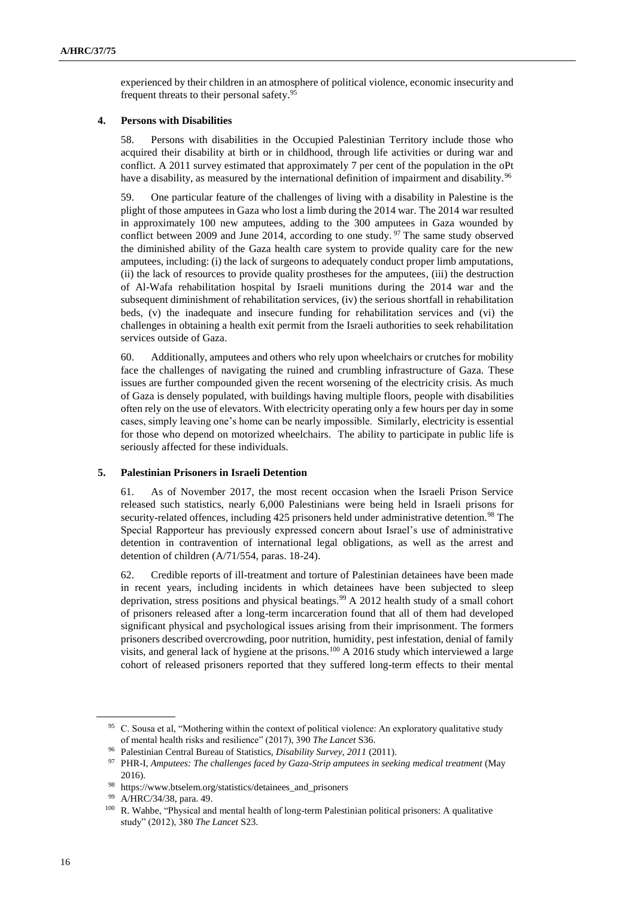experienced by their children in an atmosphere of political violence, economic insecurity and frequent threats to their personal safety.[95]

#### 4. Persons with Disabilities

58. Persons with disabilities in the Occupied Palestinian Territory include those who acquired their disability at birth or in childhood, through life activities or during war and conflict. A 2011 survey estimated that approximately 7 per cent of the population in the oPt have a disability, as measured by the international definition of impairment and disability.[96]

59. One particular feature of the challenges of living with a disability in Palestine is the plight of those amputees in Gaza who lost a limb during the 2014 war. The 2014 war resulted in approximately 100 new amputees, adding to the 300 amputees in Gaza wounded by conflict between 2009 and June 2014, according to one study.[97] The same study observed the diminished ability of the Gaza health care system to provide quality care for the new amputees, including: (i) the lack of surgeons to adequately conduct proper limb amputations, (ii) the lack of resources to provide quality prostheses for the amputees, (iii) the destruction of Al-Wafa rehabilitation hospital by Israeli munitions during the 2014 war and the subsequent diminishment of rehabilitation services, (iv) the serious shortfall in rehabilitation beds, (v) the inadequate and insecure funding for rehabilitation services and (vi) the challenges in obtaining a health exit permit from the Israeli authorities to seek rehabilitation services outside of Gaza.

60. Additionally, amputees and others who rely upon wheelchairs or crutches for mobility face the challenges of navigating the ruined and crumbling infrastructure of Gaza. These issues are further compounded given the recent worsening of the electricity crisis. As much of Gaza is densely populated, with buildings having multiple floors, people with disabilities often rely on the use of elevators. With electricity operating only a few hours per day in some cases, simply leaving one's home can be nearly impossible. Similarly, electricity is essential for those who depend on motorized wheelchairs. The ability to participate in public life is seriously affected for these individuals.

#### 5. Palestinian Prisoners in Israeli Detention

61. As of November 2017, the most recent occasion when the Israeli Prison Service released such statistics, nearly 6,000 Palestinians were being held in Israeli prisons for security-related offences, including 425 prisoners held under administrative detention.[98] The Special Rapporteur has previously expressed concern about Israel's use of administrative detention in contravention of international legal obligations, as well as the arrest and detention of children (A/71/554, paras. 18-24).

62. Credible reports of ill-treatment and torture of Palestinian detainees have been made in recent years, including incidents in which detainees have been subjected to sleep deprivation, stress positions and physical beatings.[99] A 2012 health study of a small cohort of prisoners released after a long-term incarceration found that all of them had developed significant physical and psychological issues arising from their imprisonment. The formers prisoners described overcrowding, poor nutrition, humidity, pest infestation, denial of family visits, and general lack of hygiene at the prisons.[100] A 2016 study which interviewed a large cohort of released prisoners reported that they suffered long-term effects to their mental

---

[95] C. Sousa et al, "Mothering within the context of political violence: An exploratory qualitative study of mental health risks and resilience" (2017), 390 *The Lancet* S36.

[96] Palestinian Central Bureau of Statistics, *Disability Survey, 2011* (2011).

[97] PHR-I, *Amputees: The challenges faced by Gaza-Strip amputees in seeking medical treatment* (May 2016).

[98] https://www.btselem.org/statistics/detainees_and_prisoners

[99] A/HRC/34/38, para. 49.

[100] R. Wahbe, "Physical and mental health of long-term Palestinian political prisoners: A qualitative study" (2012), 380 *The Lancet* S23.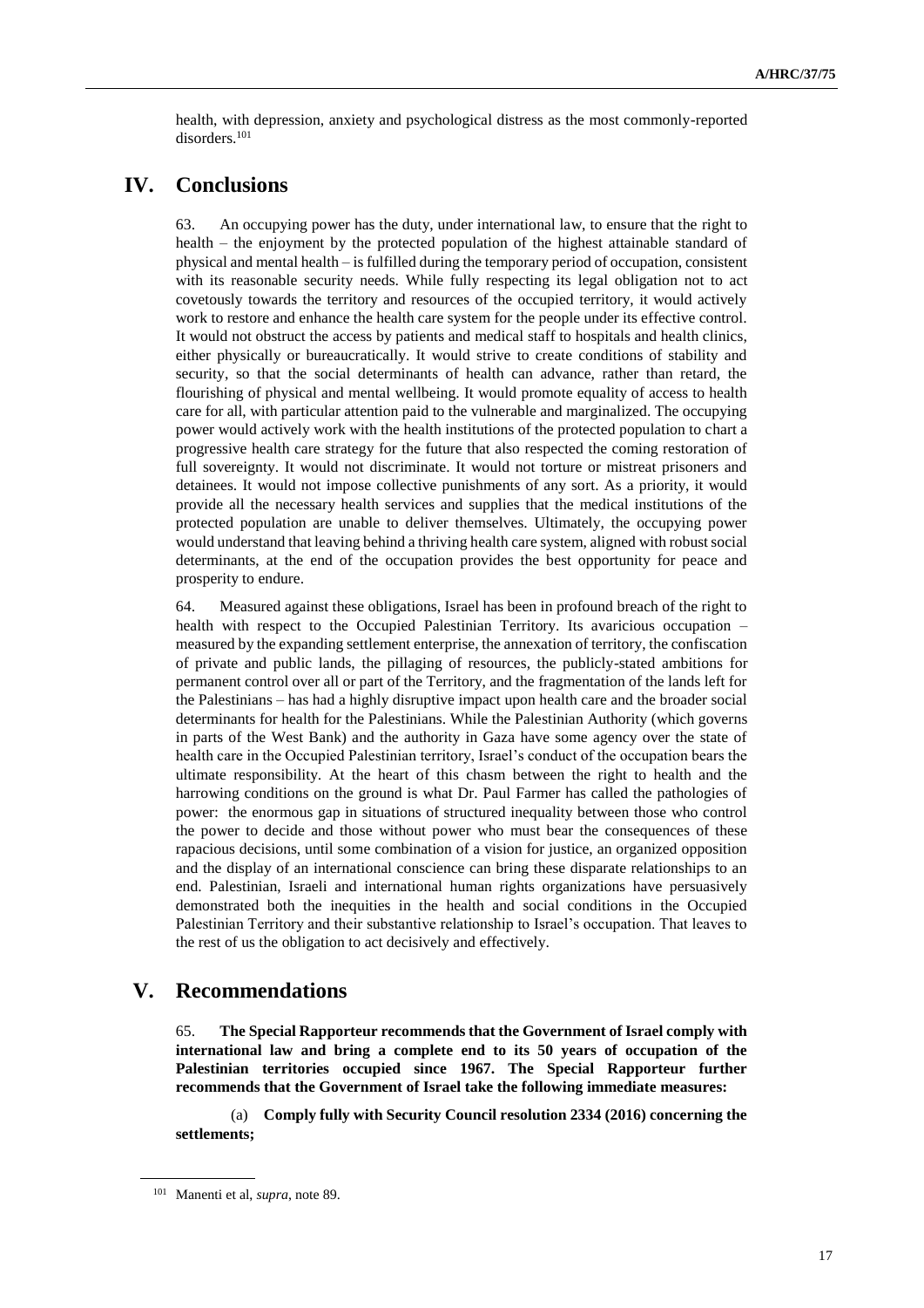health, with depression, anxiety and psychological distress as the most commonly-reported disorders.[101]

# IV. Conclusions

63. An occupying power has the duty, under international law, to ensure that the right to health – the enjoyment by the protected population of the highest attainable standard of physical and mental health – is fulfilled during the temporary period of occupation, consistent with its reasonable security needs. While fully respecting its legal obligation not to act covetously towards the territory and resources of the occupied territory, it would actively work to restore and enhance the health care system for the people under its effective control. It would not obstruct the access by patients and medical staff to hospitals and health clinics, either physically or bureaucratically. It would strive to create conditions of stability and security, so that the social determinants of health can advance, rather than retard, the flourishing of physical and mental wellbeing. It would promote equality of access to health care for all, with particular attention paid to the vulnerable and marginalized. The occupying power would actively work with the health institutions of the protected population to chart a progressive health care strategy for the future that also respected the coming restoration of full sovereignty. It would not discriminate. It would not torture or mistreat prisoners and detainees. It would not impose collective punishments of any sort. As a priority, it would provide all the necessary health services and supplies that the medical institutions of the protected population are unable to deliver themselves. Ultimately, the occupying power would understand that leaving behind a thriving health care system, aligned with robust social determinants, at the end of the occupation provides the best opportunity for peace and prosperity to endure.

64. Measured against these obligations, Israel has been in profound breach of the right to health with respect to the Occupied Palestinian Territory. Its avaricious occupation – measured by the expanding settlement enterprise, the annexation of territory, the confiscation of private and public lands, the pillaging of resources, the publicly-stated ambitions for permanent control over all or part of the Territory, and the fragmentation of the lands left for the Palestinians – has had a highly disruptive impact upon health care and the broader social determinants for health for the Palestinians. While the Palestinian Authority (which governs in parts of the West Bank) and the authority in Gaza have some agency over the state of health care in the Occupied Palestinian territory, Israel's conduct of the occupation bears the ultimate responsibility. At the heart of this chasm between the right to health and the harrowing conditions on the ground is what Dr. Paul Farmer has called the pathologies of power: the enormous gap in situations of structured inequality between those who control the power to decide and those without power who must bear the consequences of these rapacious decisions, until some combination of a vision for justice, an organized opposition and the display of an international conscience can bring these disparate relationships to an end. Palestinian, Israeli and international human rights organizations have persuasively demonstrated both the inequities in the health and social conditions in the Occupied Palestinian Territory and their substantive relationship to Israel's occupation. That leaves to the rest of us the obligation to act decisively and effectively.

# V. Recommendations

65. **The Special Rapporteur recommends that the Government of Israel comply with international law and bring a complete end to its 50 years of occupation of the Palestinian territories occupied since 1967. The Special Rapporteur further recommends that the Government of Israel take the following immediate measures:**

(a) **Comply fully with Security Council resolution 2334 (2016) concerning the settlements;**

---

[101] Manenti et al, *supra*, note 89.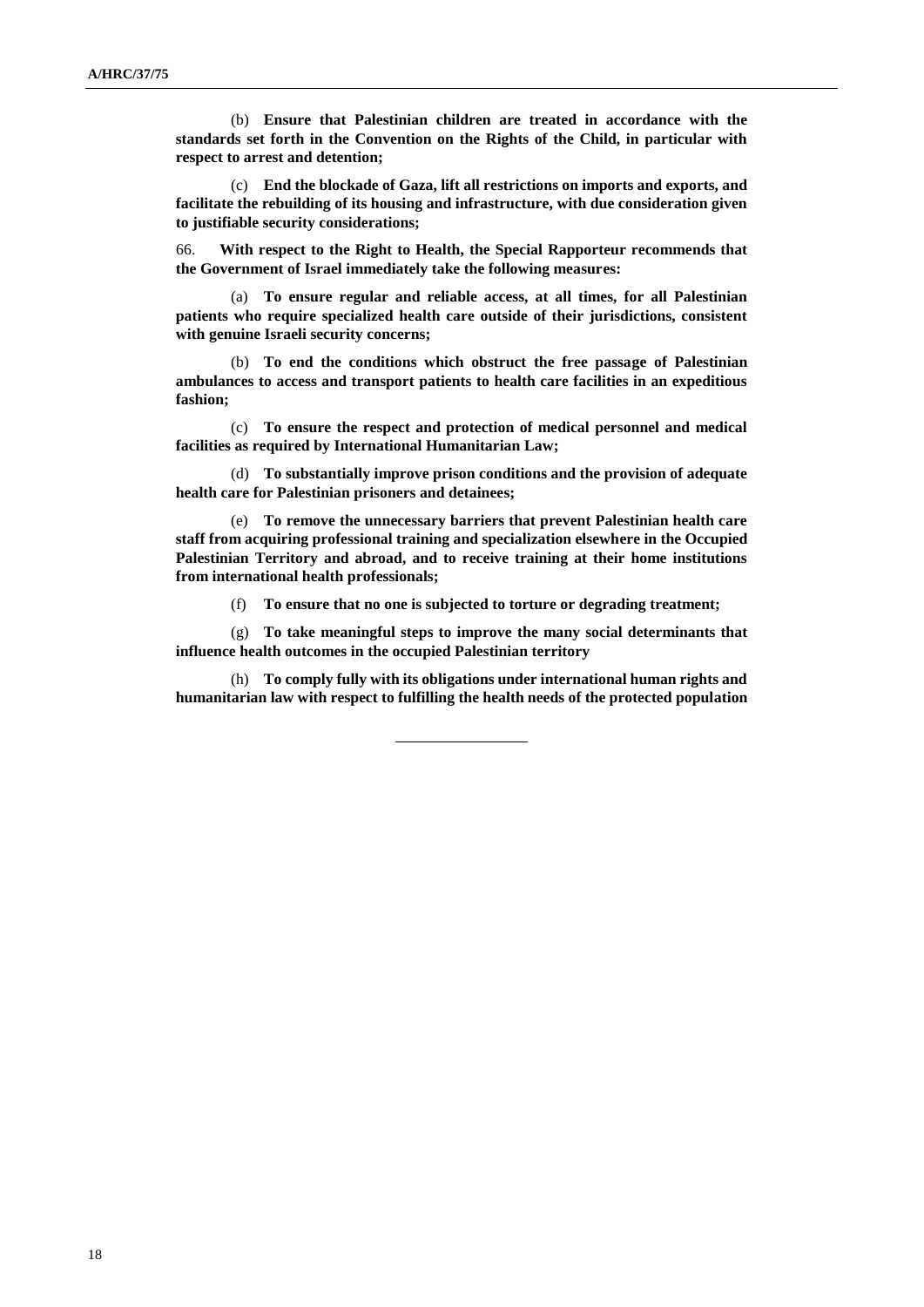(b) **Ensure that Palestinian children are treated in accordance with the standards set forth in the Convention on the Rights of the Child, in particular with respect to arrest and detention;**

(c) **End the blockade of Gaza, lift all restrictions on imports and exports, and facilitate the rebuilding of its housing and infrastructure, with due consideration given to justifiable security considerations;**

66. **With respect to the Right to Health, the Special Rapporteur recommends that the Government of Israel immediately take the following measures:**

(a) **To ensure regular and reliable access, at all times, for all Palestinian patients who require specialized health care outside of their jurisdictions, consistent with genuine Israeli security concerns;**

(b) **To end the conditions which obstruct the free passage of Palestinian ambulances to access and transport patients to health care facilities in an expeditious fashion;**

(c) **To ensure the respect and protection of medical personnel and medical facilities as required by International Humanitarian Law;**

(d) **To substantially improve prison conditions and the provision of adequate health care for Palestinian prisoners and detainees;**

(e) **To remove the unnecessary barriers that prevent Palestinian health care staff from acquiring professional training and specialization elsewhere in the Occupied Palestinian Territory and abroad, and to receive training at their home institutions from international health professionals;**

(f) **To ensure that no one is subjected to torture or degrading treatment;**

(g) **To take meaningful steps to improve the many social determinants that influence health outcomes in the occupied Palestinian territory**

(h) **To comply fully with its obligations under international human rights and humanitarian law with respect to fulfilling the health needs of the protected population**

---